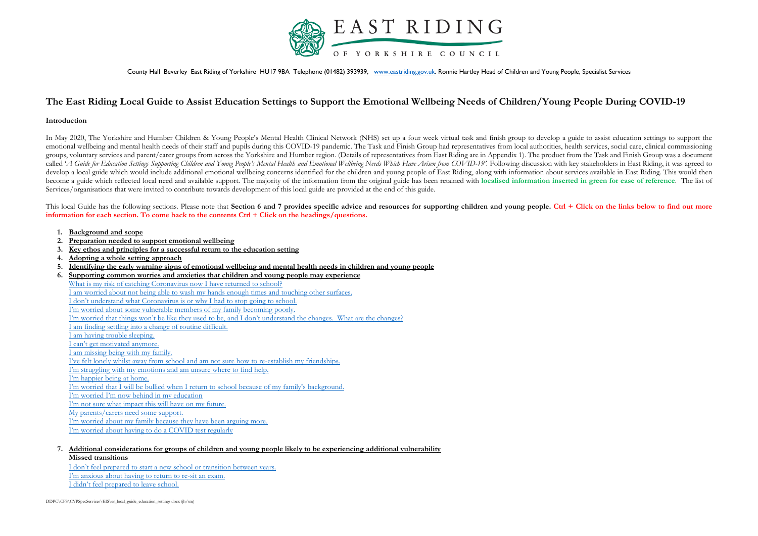EAST RIDING

OF YORKSHIRE COUNCIL

County Hall Beverley East Riding of Yorkshire HU17 9BA Telephone (01482) 393939, www.eastriding.gov.uk. Ronnie Hartley Head of Children and Young People, Specialist Services

# The East Riding Local Guide to Assist Education Settings to Support the Emotional Wellbeing Needs of Children/Young People During COVID-19

**Introduction**

In May 2020, The Yorkshire and Humber Children & Young People's Mental Health Clinical Network (NHS) set up a four week virtual task and finish group to develop a guide to assist education settings to support the emotional wellbeing and mental health needs of their staff and pupils during this COVID-19 pandemic. The Task and Finish Group had representatives from local authorities, health services, social care, clinical commissioning groups, voluntary services and parent/carer groups from across the Yorkshire and Humber region. (Details of representatives from East Riding are in Appendix 1). The product from the Task and Finish Group was a document called '*A Guide for Education Settings Supporting Children and Young People's Mental Health and Emotional Wellbeing Needs Which Have Arisen from COVID-19'*. Following discussion with key stakeholders in East Riding, it was agreed to develop a local guide which would include additional emotional wellbeing concerns identified for the children and young people of East Riding, along with information about services available in East Riding. This would then become a guide which reflected local need and available support. The majority of the information from the original guide has been retained with **localised information inserted in green for ease of reference**. The list of Services/organisations that were invited to contribute towards development of this local guide are provided at the end of this guide.

This local Guide has the following sections. Please note that **Section 6 and 7 provides specific advice and resources for supporting children and young people. Ctrl + Click on the links below to find out more information for each section. To come back to the contents Ctrl + Click on the headings/questions.**

1. **Background and scope**
2. **Preparation needed to support emotional wellbeing**
3. **Key ethos and principles for a successful return to the education setting**
4. **Adopting a whole setting approach**
5. **Identifying the early warning signs of emotional wellbeing and mental health needs in children and young people**
6. **Supporting common worries and anxieties that children and young people may experience**
   - What is my risk of catching Coronavirus now I have returned to school?
   - I am worried about not being able to wash my hands enough times and touching other surfaces.
   - I don't understand what Coronavirus is or why I had to stop going to school.
   - I'm worried about some vulnerable members of my family becoming poorly.
   - I'm worried that things won't be like they used to be, and I don't understand the changes. What are the changes?
   - I am finding settling into a change of routine difficult.
   - I am having trouble sleeping.
   - I can't get motivated anymore.
   - I am missing being with my family.
   - I've felt lonely whilst away from school and am not sure how to re-establish my friendships.
   - I'm struggling with my emotions and am unsure where to find help.
   - I'm happier being at home.
   - I'm worried that I will be bullied when I return to school because of my family's background.
   - I'm worried I'm now behind in my education
   - I'm not sure what impact this will have on my future.
   - My parents/carers need some support.
   - I'm worried about my family because they have been arguing more.
   - I'm worried about having to do a COVID test regularly
7. **Additional considerations for groups of children and young people likely to be experiencing additional vulnerability**

   **Missed transitions**
   - I don't feel prepared to start a new school or transition between years.
   - I'm anxious about having to return to re-sit an exam.
   - I didn't feel prepared to leave school.

DDPC\CFS\CYPSpecServices\EIS\er_local_guide_education_settings.docx (jh/sm)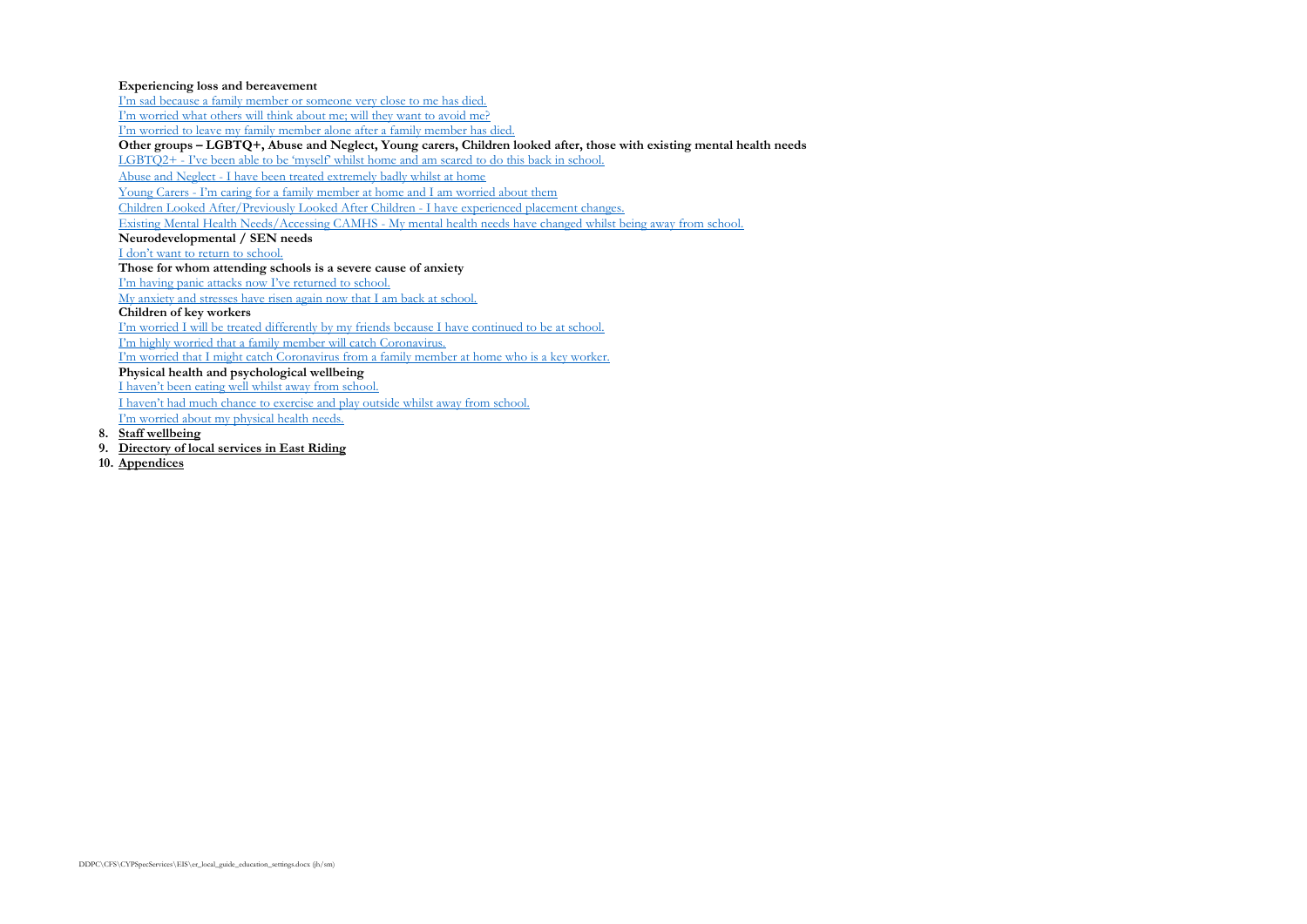**Experiencing loss and bereavement**

I'm sad because a family member or someone very close to me has died.

I'm worried what others will think about me; will they want to avoid me?

I'm worried to leave my family member alone after a family member has died.

**Other groups – LGBTQ+, Abuse and Neglect, Young carers, Children looked after, those with existing mental health needs**

LGBTQ2+ - I've been able to be 'myself' whilst home and am scared to do this back in school.

Abuse and Neglect - I have been treated extremely badly whilst at home

Young Carers - I'm caring for a family member at home and I am worried about them

Children Looked After/Previously Looked After Children - I have experienced placement changes.

Existing Mental Health Needs/Accessing CAMHS - My mental health needs have changed whilst being away from school.

**Neurodevelopmental / SEN needs**

I don't want to return to school.

**Those for whom attending schools is a severe cause of anxiety**

I'm having panic attacks now I've returned to school.

My anxiety and stresses have risen again now that I am back at school.

**Children of key workers**

I'm worried I will be treated differently by my friends because I have continued to be at school.

I'm highly worried that a family member will catch Coronavirus.

I'm worried that I might catch Coronavirus from a family member at home who is a key worker.

**Physical health and psychological wellbeing**

I haven't been eating well whilst away from school.

I haven't had much chance to exercise and play outside whilst away from school.

I'm worried about my physical health needs.

8. **Staff wellbeing**
9. **Directory of local services in East Riding**
10. **Appendices**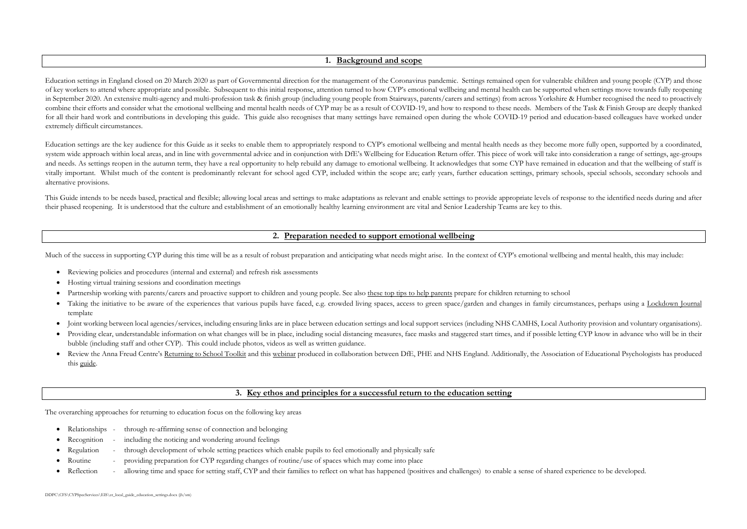## 1. Background and scope

Education settings in England closed on 20 March 2020 as part of Governmental direction for the management of the Coronavirus pandemic. Settings remained open for vulnerable children and young people (CYP) and those of key workers to attend where appropriate and possible. Subsequent to this initial response, attention turned to how CYP's emotional wellbeing and mental health can be supported when settings move towards fully reopening in September 2020. An extensive multi-agency and multi-profession task & finish group (including young people from Stairways, parents/carers and settings) from across Yorkshire & Humber recognised the need to proactively combine their efforts and consider what the emotional wellbeing and mental health needs of CYP may be as a result of COVID-19, and how to respond to these needs. Members of the Task & Finish Group are deeply thanked for all their hard work and contributions in developing this guide. This guide also recognises that many settings have remained open during the whole COVID-19 period and education-based colleagues have worked under extremely difficult circumstances.

Education settings are the key audience for this Guide as it seeks to enable them to appropriately respond to CYP's emotional wellbeing and mental health needs as they become more fully open, supported by a coordinated, system wide approach within local areas, and in line with governmental advice and in conjunction with DfE's Wellbeing for Education Return offer. This piece of work will take into consideration a range of settings, age-groups and needs. As settings reopen in the autumn term, they have a real opportunity to help rebuild any damage to emotional wellbeing. It acknowledges that some CYP have remained in education and that the wellbeing of staff is vitally important. Whilst much of the content is predominantly relevant for school aged CYP, included within the scope are; early years, further education settings, primary schools, special schools, secondary schools and alternative provisions.

This Guide intends to be needs based, practical and flexible; allowing local areas and settings to make adaptations as relevant and enable settings to provide appropriate levels of response to the identified needs during and after their phased reopening. It is understood that the culture and establishment of an emotionally healthy learning environment are vital and Senior Leadership Teams are key to this.

## 2. Preparation needed to support emotional wellbeing

Much of the success in supporting CYP during this time will be as a result of robust preparation and anticipating what needs might arise. In the context of CYP's emotional wellbeing and mental health, this may include:

- Reviewing policies and procedures (internal and external) and refresh risk assessments
- Hosting virtual training sessions and coordination meetings
- Partnership working with parents/carers and proactive support to children and young people. See also these top tips to help parents prepare for children returning to school
- Taking the initiative to be aware of the experiences that various pupils have faced, e.g. crowded living spaces, access to green space/garden and changes in family circumstances, perhaps using a Lockdown Journal template
- Joint working between local agencies/services, including ensuring links are in place between education settings and local support services (including NHS CAMHS, Local Authority provision and voluntary organisations).
- Providing clear, understandable information on what changes will be in place, including social distancing measures, face masks and staggered start times, and if possible letting CYP know in advance who will be in their bubble (including staff and other CYP). This could include photos, videos as well as written guidance.
- Review the Anna Freud Centre's Returning to School Toolkit and this webinar produced in collaboration between DfE, PHE and NHS England. Additionally, the Association of Educational Psychologists has produced this guide.

## 3. Key ethos and principles for a successful return to the education setting

The overarching approaches for returning to education focus on the following key areas

- Relationships - through re-affirming sense of connection and belonging
- Recognition - including the noticing and wondering around feelings
- Regulation - through development of whole setting practices which enable pupils to feel emotionally and physically safe
- Routine - providing preparation for CYP regarding changes of routine/use of spaces which may come into place
- Reflection - allowing time and space for setting staff, CYP and their families to reflect on what has happened (positives and challenges) to enable a sense of shared experience to be developed.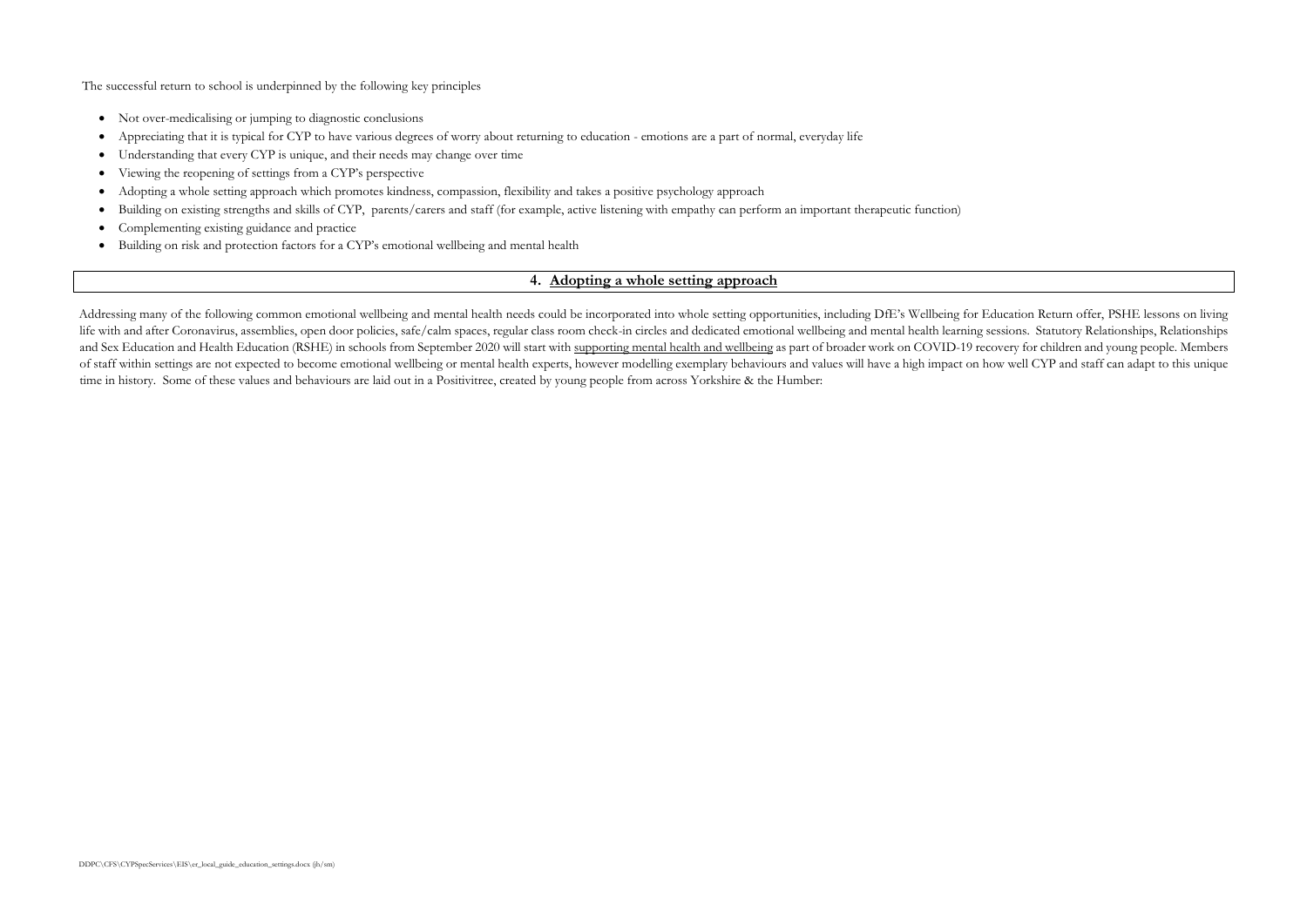The successful return to school is underpinned by the following key principles

- Not over-medicalising or jumping to diagnostic conclusions
- Appreciating that it is typical for CYP to have various degrees of worry about returning to education - emotions are a part of normal, everyday life
- Understanding that every CYP is unique, and their needs may change over time
- Viewing the reopening of settings from a CYP's perspective
- Adopting a whole setting approach which promotes kindness, compassion, flexibility and takes a positive psychology approach
- Building on existing strengths and skills of CYP, parents/carers and staff (for example, active listening with empathy can perform an important therapeutic function)
- Complementing existing guidance and practice
- Building on risk and protection factors for a CYP's emotional wellbeing and mental health

## 4. Adopting a whole setting approach

Addressing many of the following common emotional wellbeing and mental health needs could be incorporated into whole setting opportunities, including DfE's Wellbeing for Education Return offer, PSHE lessons on living life with and after Coronavirus, assemblies, open door policies, safe/calm spaces, regular class room check-in circles and dedicated emotional wellbeing and mental health learning sessions. Statutory Relationships, Relationships and Sex Education and Health Education (RSHE) in schools from September 2020 will start with supporting mental health and wellbeing as part of broader work on COVID-19 recovery for children and young people. Members of staff within settings are not expected to become emotional wellbeing or mental health experts, however modelling exemplary behaviours and values will have a high impact on how well CYP and staff can adapt to this unique time in history. Some of these values and behaviours are laid out in a Positivitree, created by young people from across Yorkshire & the Humber: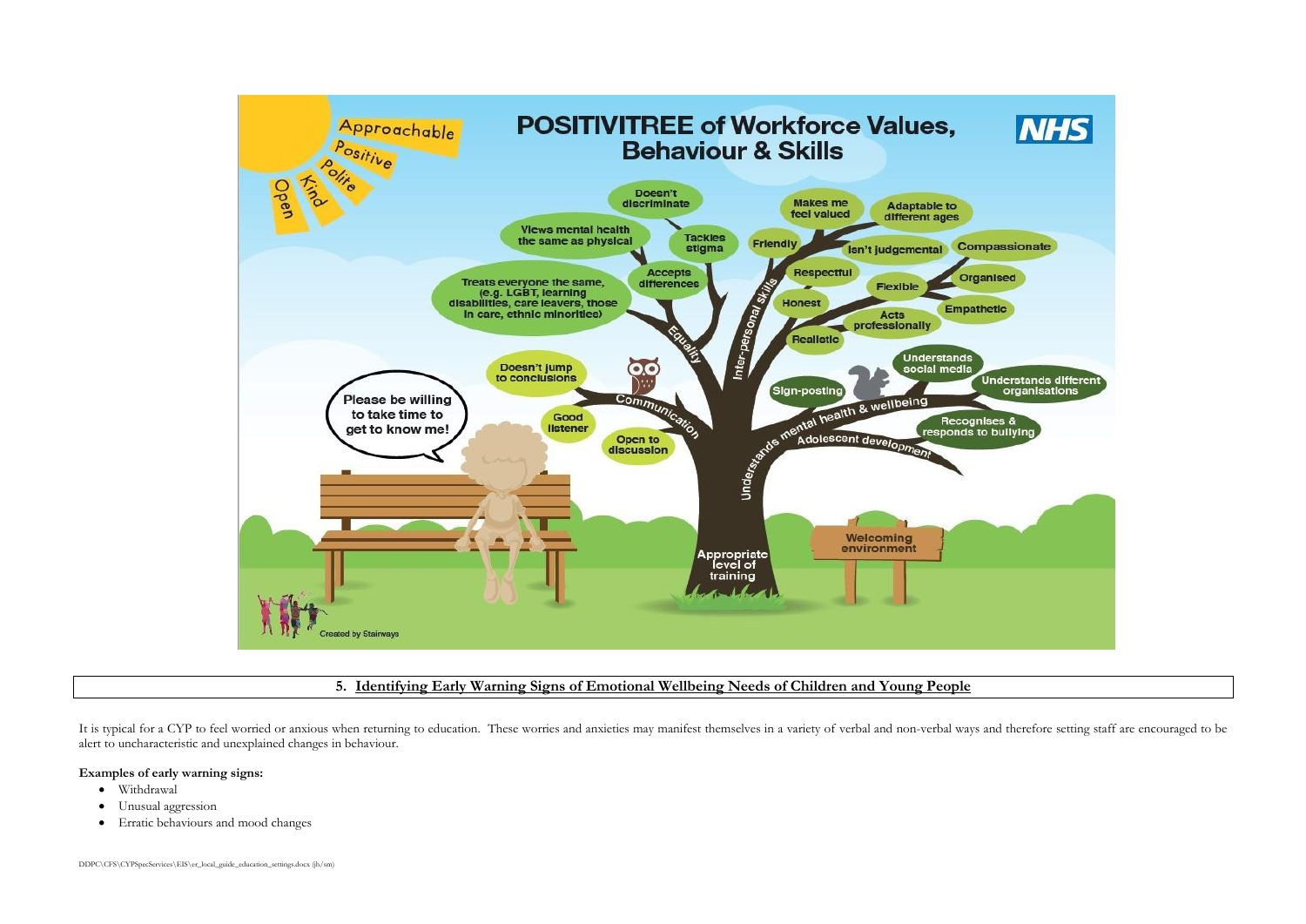**POSITIVITREE of Workforce Values, Behaviour & Skills**

NHS

Approachable, Positive, Polite, Kind, Open

- Doesn't discriminate
- Views mental health the same as physical
- Tackles stigma
- Treats everyone the same, (e.g. LGBT, learning disabilities, care leavers, those in care, ethnic minorities)
- Accepts differences
- Equality
- Makes me feel valued
- Adaptable to different ages
- Friendly
- Isn't judgemental
- Compassionate
- Respectful
- Organised
- Flexible
- Honest
- Empathetic
- Acts professionally
- Realistic
- Inter-personal skills
- Doesn't jump to conclusions
- Good listener
- Open to discussion
- Communication
- Understands social media
- Understands different organisations
- Sign-posting
- Recognises & responds to bullying
- Understands mental health & wellbeing
- Adolescent development
- Appropriate level of training
- Welcoming environment

Please be willing to take time to get to know me!

Created by Stairways

## 5. Identifying Early Warning Signs of Emotional Wellbeing Needs of Children and Young People

It is typical for a CYP to feel worried or anxious when returning to education. These worries and anxieties may manifest themselves in a variety of verbal and non-verbal ways and therefore setting staff are encouraged to be alert to uncharacteristic and unexplained changes in behaviour.

**Examples of early warning signs:**

- Withdrawal
- Unusual aggression
- Erratic behaviours and mood changes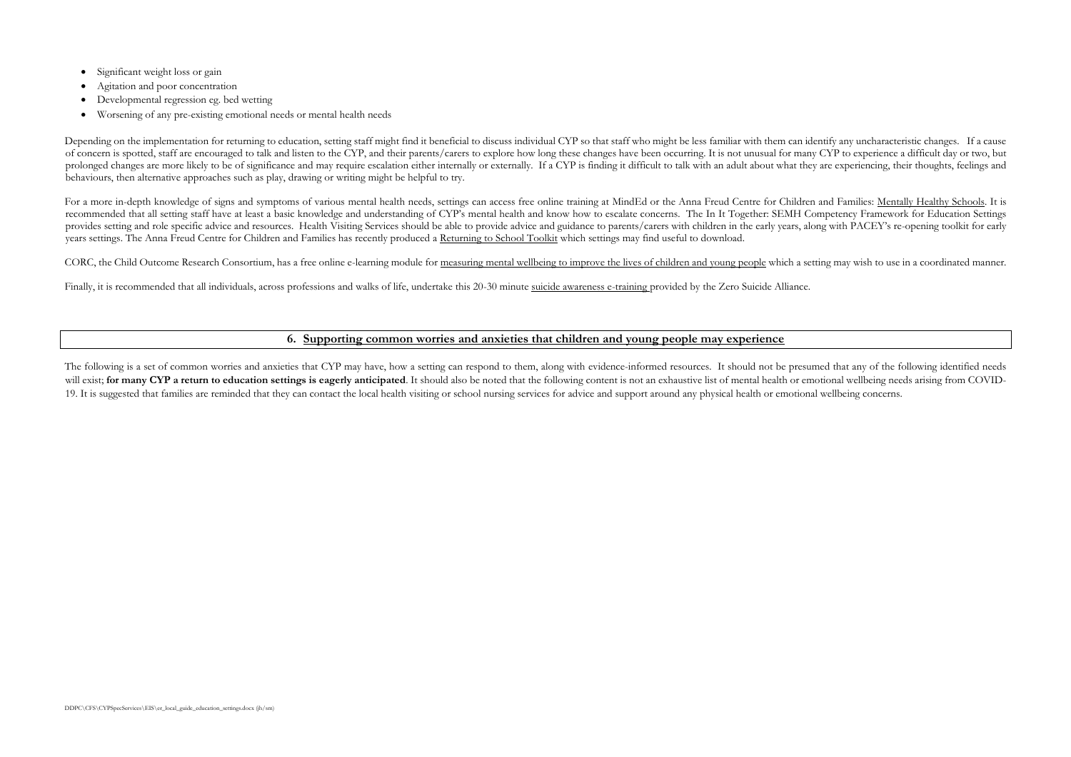- Significant weight loss or gain
- Agitation and poor concentration
- Developmental regression eg. bed wetting
- Worsening of any pre-existing emotional needs or mental health needs

Depending on the implementation for returning to education, setting staff might find it beneficial to discuss individual CYP so that staff who might be less familiar with them can identify any uncharacteristic changes. If a cause of concern is spotted, staff are encouraged to talk and listen to the CYP, and their parents/carers to explore how long these changes have been occurring. It is not unusual for many CYP to experience a difficult day or two, but prolonged changes are more likely to be of significance and may require escalation either internally or externally. If a CYP is finding it difficult to talk with an adult about what they are experiencing, their thoughts, feelings and behaviours, then alternative approaches such as play, drawing or writing might be helpful to try.

For a more in-depth knowledge of signs and symptoms of various mental health needs, settings can access free online training at MindEd or the Anna Freud Centre for Children and Families: Mentally Healthy Schools. It is recommended that all setting staff have at least a basic knowledge and understanding of CYP's mental health and know how to escalate concerns. The In It Together: SEMH Competency Framework for Education Settings provides setting and role specific advice and resources. Health Visiting Services should be able to provide advice and guidance to parents/carers with children in the early years, along with PACEY's re-opening toolkit for early years settings. The Anna Freud Centre for Children and Families has recently produced a Returning to School Toolkit which settings may find useful to download.

CORC, the Child Outcome Research Consortium, has a free online e-learning module for measuring mental wellbeing to improve the lives of children and young people which a setting may wish to use in a coordinated manner.

Finally, it is recommended that all individuals, across professions and walks of life, undertake this 20-30 minute suicide awareness e-training provided by the Zero Suicide Alliance.

## 6. Supporting common worries and anxieties that children and young people may experience

The following is a set of common worries and anxieties that CYP may have, how a setting can respond to them, along with evidence-informed resources. It should not be presumed that any of the following identified needs will exist; **for many CYP a return to education settings is eagerly anticipated**. It should also be noted that the following content is not an exhaustive list of mental health or emotional wellbeing needs arising from COVID-19. It is suggested that families are reminded that they can contact the local health visiting or school nursing services for advice and support around any physical health or emotional wellbeing concerns.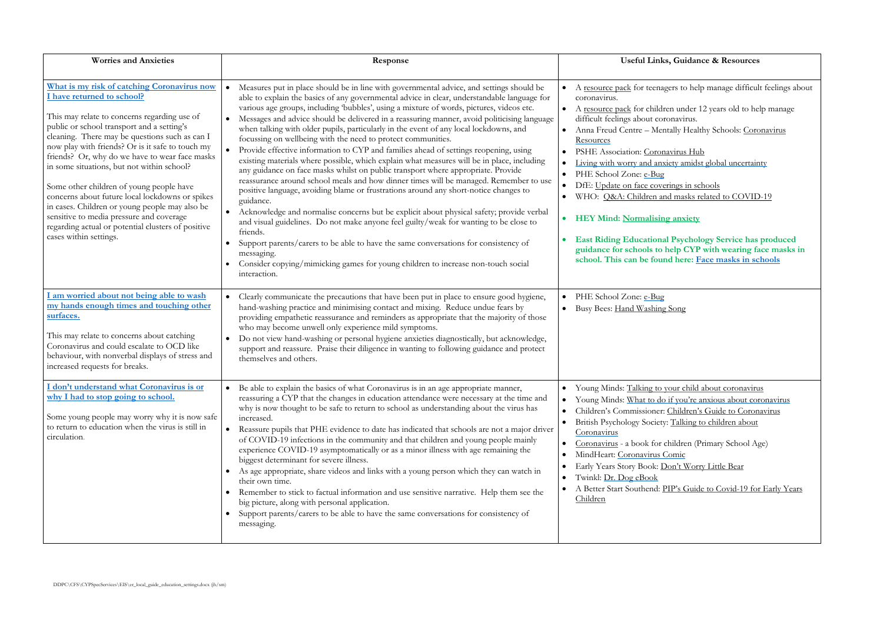| Worries and Anxieties | Response | Useful Links, Guidance & Resources |
|---|---|---|
| **What is my risk of catching Coronavirus now I have returned to school?**<br><br>This may relate to concerns regarding use of public or school transport and a setting's cleaning. There may be questions such as can I now play with friends? Or is it safe to touch my friends? Or, why do we have to wear face masks in some situations, but not within school?<br><br>Some other children of young people have concerns about future local lockdowns or spikes in cases. Children or young people may also be sensitive to media pressure and coverage regarding actual or potential clusters of positive cases within settings. | • Measures put in place should be in line with governmental advice, and settings should be able to explain the basics of any governmental advice in clear, understandable language for various age groups, including 'bubbles', using a mixture of words, pictures, videos etc.<br>• Messages and advice should be delivered in a reassuring manner, avoid politicising language when talking with older pupils, particularly in the event of any local lockdowns, and focussing on wellbeing with the need to protect communities.<br>• Provide effective information to CYP and families ahead of settings reopening, using existing materials where possible, which explain what measures will be in place, including any guidance on face masks whilst on public transport where appropriate. Provide reassurance around school meals and how dinner times will be managed. Remember to use positive language, avoiding blame or frustrations around any short-notice changes to guidance.<br>• Acknowledge and normalise concerns but be explicit about physical safety; provide verbal and visual guidelines. Do not make anyone feel guilty/weak for wanting to be close to friends.<br>• Support parents/carers to be able to have the same conversations for consistency of messaging.<br>• Consider copying/mimicking games for young children to increase non-touch social interaction. | • A resource pack for teenagers to help manage difficult feelings about coronavirus.<br>• A resource pack for children under 12 years old to help manage difficult feelings about coronavirus.<br>• Anna Freud Centre – Mentally Healthy Schools: Coronavirus Resources<br>• PSHE Association: Coronavirus Hub<br>• Living with worry and anxiety amidst global uncertainty<br>• PHE School Zone: e-Bug<br>• DfE: Update on face coverings in schools<br>• WHO: Q&A: Children and masks related to COVID-19<br><br>• **HEY Mind: Normalising anxiety**<br><br>• **East Riding Educational Psychology Service has produced guidance for schools to help CYP with wearing face masks in school. This can be found here: Face masks in schools** |
| **I am worried about not being able to wash my hands enough times and touching other surfaces.**<br><br>This may relate to concerns about catching Coronavirus and could escalate to OCD like behaviour, with nonverbal displays of stress and increased requests for breaks. | • Clearly communicate the precautions that have been put in place to ensure good hygiene, hand-washing practice and minimising contact and mixing. Reduce undue fears by providing empathetic reassurance and reminders as appropriate that the majority of those who may become unwell only experience mild symptoms.<br>• Do not view hand-washing or personal hygiene anxieties diagnostically, but acknowledge, support and reassure. Praise their diligence in wanting to following guidance and protect themselves and others. | • PHE School Zone: e-Bug<br>• Busy Bees: Hand Washing Song |
| **I don't understand what Coronavirus is or why I had to stop going to school.**<br><br>Some young people may worry why it is now safe to return to education when the virus is still in circulation. | • Be able to explain the basics of what Coronavirus is in an age appropriate manner, reassuring a CYP that the changes in education attendance were necessary at the time and why is now thought to be safe to return to school as understanding about the virus has increased.<br>• Reassure pupils that PHE evidence to date has indicated that schools are not a major driver of COVID-19 infections in the community and that children and young people mainly experience COVID-19 asymptomatically or as a minor illness with age remaining the biggest determinant for severe illness.<br>• As age appropriate, share videos and links with a young person which they can watch in their own time.<br>• Remember to stick to factual information and use sensitive narrative. Help them see the big picture, along with personal application.<br>• Support parents/carers to be able to have the same conversations for consistency of messaging. | • Young Minds: Talking to your child about coronavirus<br>• Young Minds: What to do if you're anxious about coronavirus<br>• Children's Commissioner: Children's Guide to Coronavirus<br>• British Psychology Society: Talking to children about Coronavirus<br>• Coronavirus - a book for children (Primary School Age)<br>• MindHeart: Coronavirus Comic<br>• Early Years Story Book: Don't Worry Little Bear<br>• Twinkl: Dr. Dog eBook<br>• A Better Start Southend: PIP's Guide to Covid-19 for Early Years Children |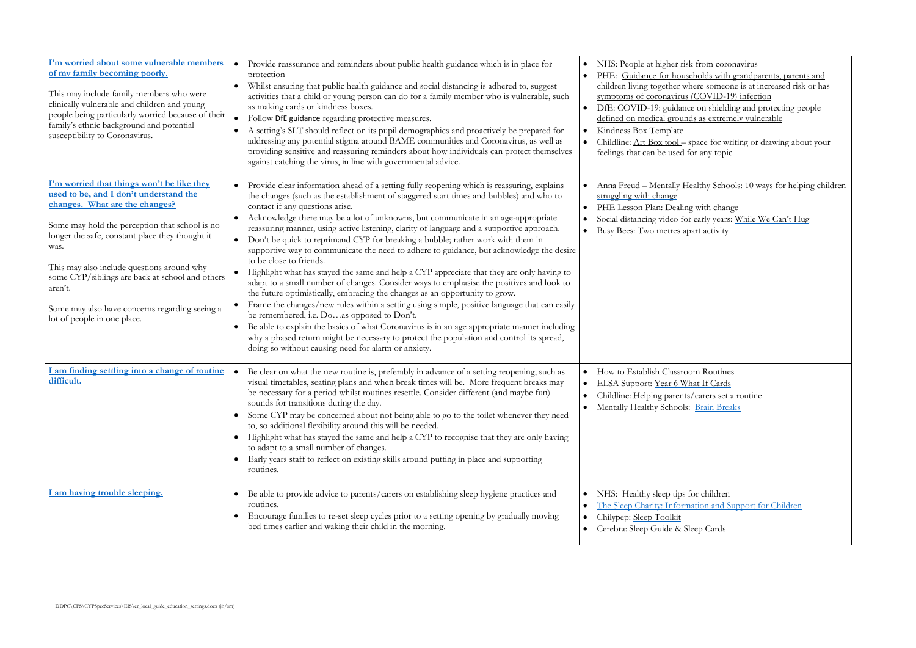| | | |
|---|---|---|
| **I'm worried about some vulnerable members of my family becoming poorly.**<br><br>This may include family members who were clinically vulnerable and children and young people being particularly worried because of their family's ethnic background and potential susceptibility to Coronavirus. | • Provide reassurance and reminders about public health guidance which is in place for protection<br>• Whilst ensuring that public health guidance and social distancing is adhered to, suggest activities that a child or young person can do for a family member who is vulnerable, such as making cards or kindness boxes.<br>• Follow DfE guidance regarding protective measures.<br>• A setting's SLT should reflect on its pupil demographics and proactively be prepared for addressing any potential stigma around BAME communities and Coronavirus, as well as providing sensitive and reassuring reminders about how individuals can protect themselves against catching the virus, in line with governmental advice. | • NHS: People at higher risk from coronavirus<br>• PHE: Guidance for households with grandparents, parents and children living together where someone is at increased risk or has symptoms of coronavirus (COVID-19) infection<br>• DfE: COVID-19: guidance on shielding and protecting people defined on medical grounds as extremely vulnerable<br>• Kindness Box Template<br>• Childline: Art Box tool – space for writing or drawing about your feelings that can be used for any topic |
| **I'm worried that things won't be like they used to be, and I don't understand the changes. What are the changes?**<br><br>Some may hold the perception that school is no longer the safe, constant place they thought it was.<br><br>This may also include questions around why some CYP/siblings are back at school and others aren't.<br><br>Some may also have concerns regarding seeing a lot of people in one place. | • Provide clear information ahead of a setting fully reopening which is reassuring, explains the changes (such as the establishment of staggered start times and bubbles) and who to contact if any questions arise.<br>• Acknowledge there may be a lot of unknowns, but communicate in an age-appropriate reassuring manner, using active listening, clarity of language and a supportive approach.<br>• Don't be quick to reprimand CYP for breaking a bubble; rather work with them in supportive way to communicate the need to adhere to guidance, but acknowledge the desire to be close to friends.<br>• Highlight what has stayed the same and help a CYP appreciate that they are only having to adapt to a small number of changes. Consider ways to emphasise the positives and look to the future optimistically, embracing the changes as an opportunity to grow.<br>• Frame the changes/new rules within a setting using simple, positive language that can easily be remembered, i.e. Do…as opposed to Don't.<br>• Be able to explain the basics of what Coronavirus is in an age appropriate manner including why a phased return might be necessary to protect the population and control its spread, doing so without causing need for alarm or anxiety. | • Anna Freud – Mentally Healthy Schools: 10 ways for helping children struggling with change<br>• PHE Lesson Plan: Dealing with change<br>• Social distancing video for early years: While We Can't Hug<br>• Busy Bees: Two metres apart activity |
| **I am finding settling into a change of routine difficult.** | • Be clear on what the new routine is, preferably in advance of a setting reopening, such as visual timetables, seating plans and when break times will be. More frequent breaks may be necessary for a period whilst routines resettle. Consider different (and maybe fun) sounds for transitions during the day.<br>• Some CYP may be concerned about not being able to go to the toilet whenever they need to, so additional flexibility around this will be needed.<br>• Highlight what has stayed the same and help a CYP to recognise that they are only having to adapt to a small number of changes.<br>• Early years staff to reflect on existing skills around putting in place and supporting routines. | • How to Establish Classroom Routines<br>• ELSA Support: Year 6 What If Cards<br>• Childline: Helping parents/carers set a routine<br>• Mentally Healthy Schools: Brain Breaks |
| **I am having trouble sleeping.** | • Be able to provide advice to parents/carers on establishing sleep hygiene practices and routines.<br>• Encourage families to re-set sleep cycles prior to a setting opening by gradually moving bed times earlier and waking their child in the morning. | • NHS: Healthy sleep tips for children<br>• The Sleep Charity: Information and Support for Children<br>• Chilypep: Sleep Toolkit<br>• Cerebra: Sleep Guide & Sleep Cards |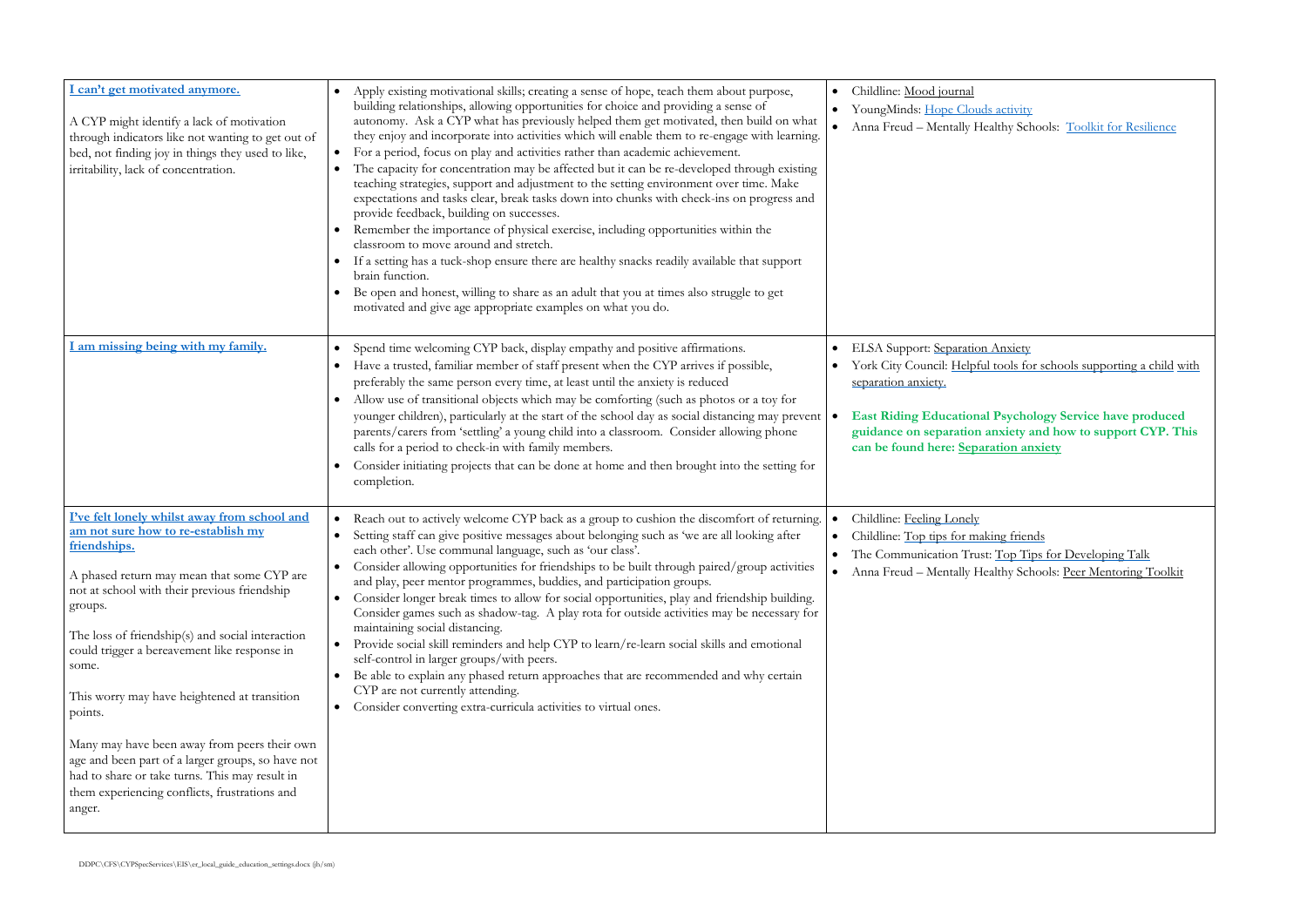| | | |
|---|---|---|
| **I can't get motivated anymore.**<br><br>A CYP might identify a lack of motivation through indicators like not wanting to get out of bed, not finding joy in things they used to like, irritability, lack of concentration. | • Apply existing motivational skills; creating a sense of hope, teach them about purpose, building relationships, allowing opportunities for choice and providing a sense of autonomy. Ask a CYP what has previously helped them get motivated, then build on what they enjoy and incorporate into activities which will enable them to re-engage with learning.<br>• For a period, focus on play and activities rather than academic achievement.<br>• The capacity for concentration may be affected but it can be re-developed through existing teaching strategies, support and adjustment to the setting environment over time. Make expectations and tasks clear, break tasks down into chunks with check-ins on progress and provide feedback, building on successes.<br>• Remember the importance of physical exercise, including opportunities within the classroom to move around and stretch.<br>• If a setting has a tuck-shop ensure there are healthy snacks readily available that support brain function.<br>• Be open and honest, willing to share as an adult that you at times also struggle to get motivated and give age appropriate examples on what you do. | • Childline: Mood journal<br>• YoungMinds: Hope Clouds activity<br>• Anna Freud – Mentally Healthy Schools: Toolkit for Resilience |
| **I am missing being with my family.** | • Spend time welcoming CYP back, display empathy and positive affirmations.<br>• Have a trusted, familiar member of staff present when the CYP arrives if possible, preferably the same person every time, at least until the anxiety is reduced<br>• Allow use of transitional objects which may be comforting (such as photos or a toy for younger children), particularly at the start of the school day as social distancing may prevent parents/carers from 'settling' a young child into a classroom. Consider allowing phone calls for a period to check-in with family members.<br>• Consider initiating projects that can be done at home and then brought into the setting for completion. | • ELSA Support: Separation Anxiety<br>• York City Council: Helpful tools for schools supporting a child with separation anxiety.<br>• **East Riding Educational Psychology Service have produced guidance on separation anxiety and how to support CYP. This can be found here: Separation anxiety** |
| **I've felt lonely whilst away from school and am not sure how to re-establish my friendships.**<br><br>A phased return may mean that some CYP are not at school with their previous friendship groups.<br><br>The loss of friendship(s) and social interaction could trigger a bereavement like response in some.<br><br>This worry may have heightened at transition points.<br><br>Many may have been away from peers their own age and been part of a larger groups, so have not had to share or take turns. This may result in them experiencing conflicts, frustrations and anger. | • Reach out to actively welcome CYP back as a group to cushion the discomfort of returning.<br>• Setting staff can give positive messages about belonging such as 'we are all looking after each other'. Use communal language, such as 'our class'.<br>• Consider allowing opportunities for friendships to be built through paired/group activities and play, peer mentor programmes, buddies, and participation groups.<br>• Consider longer break times to allow for social opportunities, play and friendship building. Consider games such as shadow-tag. A play rota for outside activities may be necessary for maintaining social distancing.<br>• Provide social skill reminders and help CYP to learn/re-learn social skills and emotional self-control in larger groups/with peers.<br>• Be able to explain any phased return approaches that are recommended and why certain CYP are not currently attending.<br>• Consider converting extra-curricula activities to virtual ones. | • Childline: Feeling Lonely<br>• Childline: Top tips for making friends<br>• The Communication Trust: Top Tips for Developing Talk<br>• Anna Freud – Mentally Healthy Schools: Peer Mentoring Toolkit |

DDPC\CFS\CYPSpecServices\EIS\er_local_guide_education_settings.docx (jh/sm)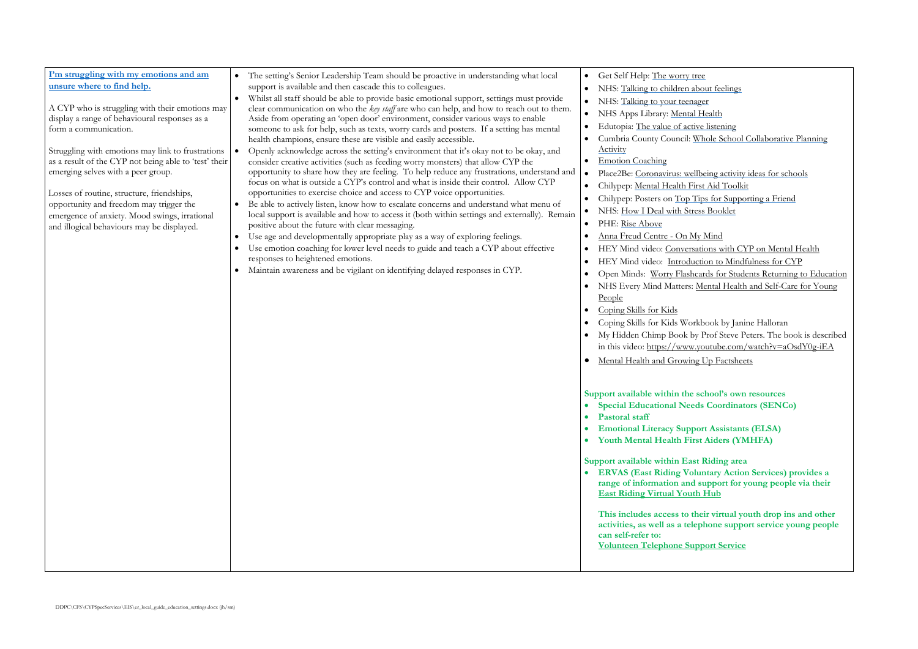| | | |
|---|---|---|
| **I'm struggling with my emotions and am unsure where to find help.**<br><br>A CYP who is struggling with their emotions may display a range of behavioural responses as a form a communication.<br><br>Struggling with emotions may link to frustrations as a result of the CYP not being able to 'test' their emerging selves with a peer group.<br><br>Losses of routine, structure, friendships, opportunity and freedom may trigger the emergence of anxiety. Mood swings, irrational and illogical behaviours may be displayed. | • The setting's Senior Leadership Team should be proactive in understanding what local support is available and then cascade this to colleagues.<br>• Whilst all staff should be able to provide basic emotional support, settings must provide clear communication on who the *key staff* are who can help, and how to reach out to them. Aside from operating an 'open door' environment, consider various ways to enable someone to ask for help, such as texts, worry cards and posters. If a setting has mental health champions, ensure these are visible and easily accessible.<br>• Openly acknowledge across the setting's environment that it's okay not to be okay, and consider creative activities (such as feeding worry monsters) that allow CYP the opportunity to share how they are feeling. To help reduce any frustrations, understand and focus on what is outside a CYP's control and what is inside their control. Allow CYP opportunities to exercise choice and access to CYP voice opportunities.<br>• Be able to actively listen, know how to escalate concerns and understand what menu of local support is available and how to access it (both within settings and externally). Remain positive about the future with clear messaging.<br>• Use age and developmentally appropriate play as a way of exploring feelings.<br>• Use emotion coaching for lower level needs to guide and teach a CYP about effective responses to heightened emotions.<br>• Maintain awareness and be vigilant on identifying delayed responses in CYP. | • Get Self Help: The worry tree<br>• NHS: Talking to children about feelings<br>• NHS: Talking to your teenager<br>• NHS Apps Library: Mental Health<br>• Edutopia: The value of active listening<br>• Cumbria County Council: Whole School Collaborative Planning Activity<br>• Emotion Coaching<br>• Place2Be: Coronavirus: wellbeing activity ideas for schools<br>• Chilypep: Mental Health First Aid Toolkit<br>• Chilypep: Posters on Top Tips for Supporting a Friend<br>• NHS: How I Deal with Stress Booklet<br>• PHE: Rise Above<br>• Anna Freud Centre - On My Mind<br>• HEY Mind video: Conversations with CYP on Mental Health<br>• HEY Mind video: Introduction to Mindfulness for CYP<br>• Open Minds: Worry Flashcards for Students Returning to Education<br>• NHS Every Mind Matters: Mental Health and Self-Care for Young People<br>• Coping Skills for Kids<br>• Coping Skills for Kids Workbook by Janine Halloran<br>• My Hidden Chimp Book by Prof Steve Peters. The book is described in this video: https://www.youtube.com/watch?v=aOsdY0g-iEA<br>• Mental Health and Growing Up Factsheets<br><br>**Support available within the school's own resources**<br>• **Special Educational Needs Coordinators (SENCo)**<br>• **Pastoral staff**<br>• **Emotional Literacy Support Assistants (ELSA)**<br>• **Youth Mental Health First Aiders (YMHFA)**<br><br>**Support available within East Riding area**<br>• **ERVAS (East Riding Voluntary Action Services) provides a range of information and support for young people via their East Riding Virtual Youth Hub**<br><br>**This includes access to their virtual youth drop ins and other activities, as well as a telephone support service young people can self-refer to:**<br>**Volunteen Telephone Support Service** |

DDPC\CFS\CYPSpecServices\EIS\er_local_guide_education_settings.docx (jh/sm)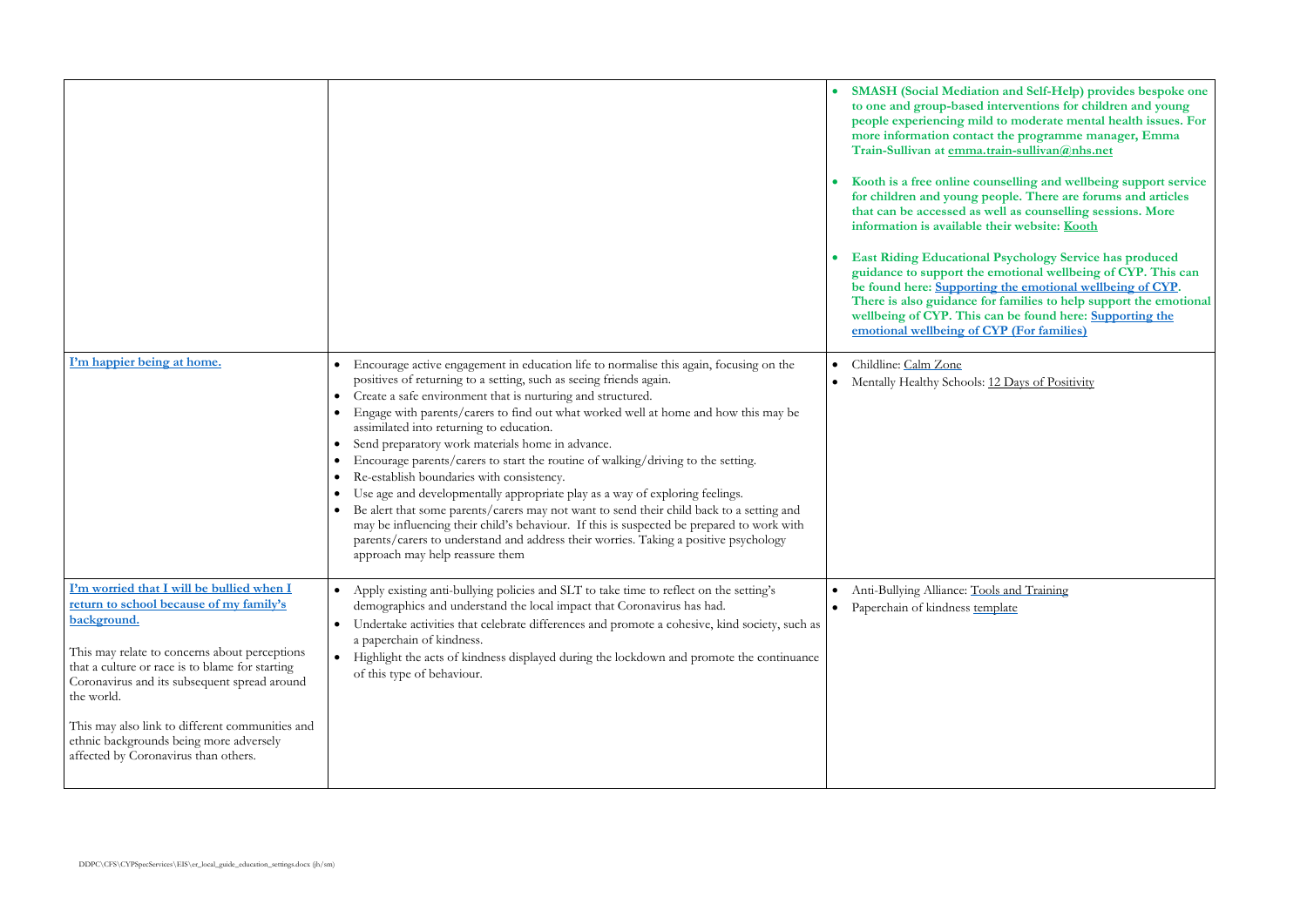| | | |
|---|---|---|
| | | • **SMASH (Social Mediation and Self-Help) provides bespoke one to one and group-based interventions for children and young people experiencing mild to moderate mental health issues. For more information contact the programme manager, Emma Train-Sullivan at emma.train-sullivan@nhs.net**<br><br>• **Kooth is a free online counselling and wellbeing support service for children and young people. There are forums and articles that can be accessed as well as counselling sessions. More information is available their website: Kooth**<br><br>• **East Riding Educational Psychology Service has produced guidance to support the emotional wellbeing of CYP. This can be found here: Supporting the emotional wellbeing of CYP. There is also guidance for families to help support the emotional wellbeing of CYP. This can be found here: Supporting the emotional wellbeing of CYP (For families)** |
| **I'm happier being at home.** | • Encourage active engagement in education life to normalise this again, focusing on the positives of returning to a setting, such as seeing friends again.<br>• Create a safe environment that is nurturing and structured.<br>• Engage with parents/carers to find out what worked well at home and how this may be assimilated into returning to education.<br>• Send preparatory work materials home in advance.<br>• Encourage parents/carers to start the routine of walking/driving to the setting.<br>• Re-establish boundaries with consistency.<br>• Use age and developmentally appropriate play as a way of exploring feelings.<br>• Be alert that some parents/carers may not want to send their child back to a setting and may be influencing their child's behaviour. If this is suspected be prepared to work with parents/carers to understand and address their worries. Taking a positive psychology approach may help reassure them | • Childline: Calm Zone<br>• Mentally Healthy Schools: 12 Days of Positivity |
| **I'm worried that I will be bullied when I return to school because of my family's background.**<br><br>This may relate to concerns about perceptions that a culture or race is to blame for starting Coronavirus and its subsequent spread around the world.<br><br>This may also link to different communities and ethnic backgrounds being more adversely affected by Coronavirus than others. | • Apply existing anti-bullying policies and SLT to take time to reflect on the setting's demographics and understand the local impact that Coronavirus has had.<br>• Undertake activities that celebrate differences and promote a cohesive, kind society, such as a paperchain of kindness.<br>• Highlight the acts of kindness displayed during the lockdown and promote the continuance of this type of behaviour. | • Anti-Bullying Alliance: Tools and Training<br>• Paperchain of kindness template |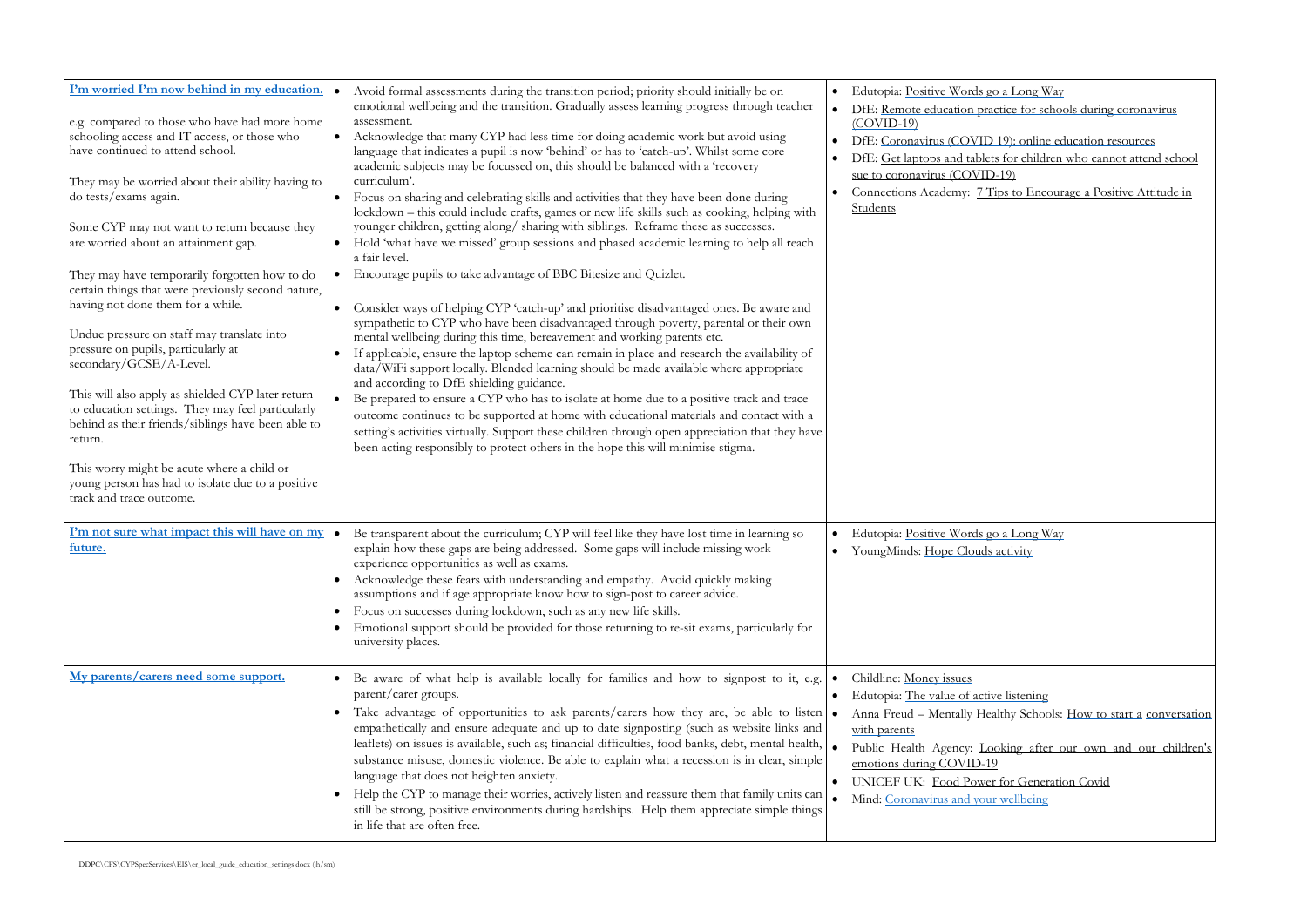| | | |
|---|---|---|
| **I'm worried I'm now behind in my education.**<br><br>e.g. compared to those who have had more home schooling access and IT access, or those who have continued to attend school.<br><br>They may be worried about their ability having to do tests/exams again.<br><br>Some CYP may not want to return because they are worried about an attainment gap.<br><br>They may have temporarily forgotten how to do certain things that were previously second nature, having not done them for a while.<br><br>Undue pressure on staff may translate into pressure on pupils, particularly at secondary/GCSE/A-Level.<br><br>This will also apply as shielded CYP later return to education settings. They may feel particularly behind as their friends/siblings have been able to return.<br><br>This worry might be acute where a child or young person has had to isolate due to a positive track and trace outcome. | • Avoid formal assessments during the transition period; priority should initially be on emotional wellbeing and the transition. Gradually assess learning progress through teacher assessment.<br>• Acknowledge that many CYP had less time for doing academic work but avoid using language that indicates a pupil is now 'behind' or has to 'catch-up'. Whilst some core academic subjects may be focussed on, this should be balanced with a 'recovery curriculum'.<br>• Focus on sharing and celebrating skills and activities that they have been done during lockdown – this could include crafts, games or new life skills such as cooking, helping with younger children, getting along/ sharing with siblings. Reframe these as successes.<br>• Hold 'what have we missed' group sessions and phased academic learning to help all reach a fair level.<br>• Encourage pupils to take advantage of BBC Bitesize and Quizlet.<br><br>• Consider ways of helping CYP 'catch-up' and prioritise disadvantaged ones. Be aware and sympathetic to CYP who have been disadvantaged through poverty, parental or their own mental wellbeing during this time, bereavement and working parents etc.<br>• If applicable, ensure the laptop scheme can remain in place and research the availability of data/WiFi support locally. Blended learning should be made available where appropriate and according to DfE shielding guidance.<br>• Be prepared to ensure a CYP who has to isolate at home due to a positive track and trace outcome continues to be supported at home with educational materials and contact with a setting's activities virtually. Support these children through open appreciation that they have been acting responsibly to protect others in the hope this will minimise stigma. | • Edutopia: Positive Words go a Long Way<br>• DfE: Remote education practice for schools during coronavirus (COVID-19)<br>• DfE: Coronavirus (COVID 19): online education resources<br>• DfE: Get laptops and tablets for children who cannot attend school sue to coronavirus (COVID-19)<br>• Connections Academy: 7 Tips to Encourage a Positive Attitude in Students |
| **I'm not sure what impact this will have on my future.** | • Be transparent about the curriculum; CYP will feel like they have lost time in learning so explain how these gaps are being addressed. Some gaps will include missing work experience opportunities as well as exams.<br>• Acknowledge these fears with understanding and empathy. Avoid quickly making assumptions and if age appropriate know how to sign-post to career advice.<br>• Focus on successes during lockdown, such as any new life skills.<br>• Emotional support should be provided for those returning to re-sit exams, particularly for university places. | • Edutopia: Positive Words go a Long Way<br>• YoungMinds: Hope Clouds activity |
| **My parents/carers need some support.** | • Be aware of what help is available locally for families and how to signpost to it, e.g. parent/carer groups.<br>• Take advantage of opportunities to ask parents/carers how they are, be able to listen empathetically and ensure adequate and up to date signposting (such as website links and leaflets) on issues is available, such as; financial difficulties, food banks, debt, mental health, substance misuse, domestic violence. Be able to explain what a recession is in clear, simple language that does not heighten anxiety.<br>• Help the CYP to manage their worries, actively listen and reassure them that family units can still be strong, positive environments during hardships. Help them appreciate simple things in life that are often free. | • Childline: Money issues<br>• Edutopia: The value of active listening<br>• Anna Freud – Mentally Healthy Schools: How to start a conversation with parents<br>• Public Health Agency: Looking after our own and our children's emotions during COVID-19<br>• UNICEF UK: Food Power for Generation Covid<br>• Mind: Coronavirus and your wellbeing |

DDPC\CFS\CYPSpecServices\EIS\er_local_guide_education_settings.docx (jh/sm)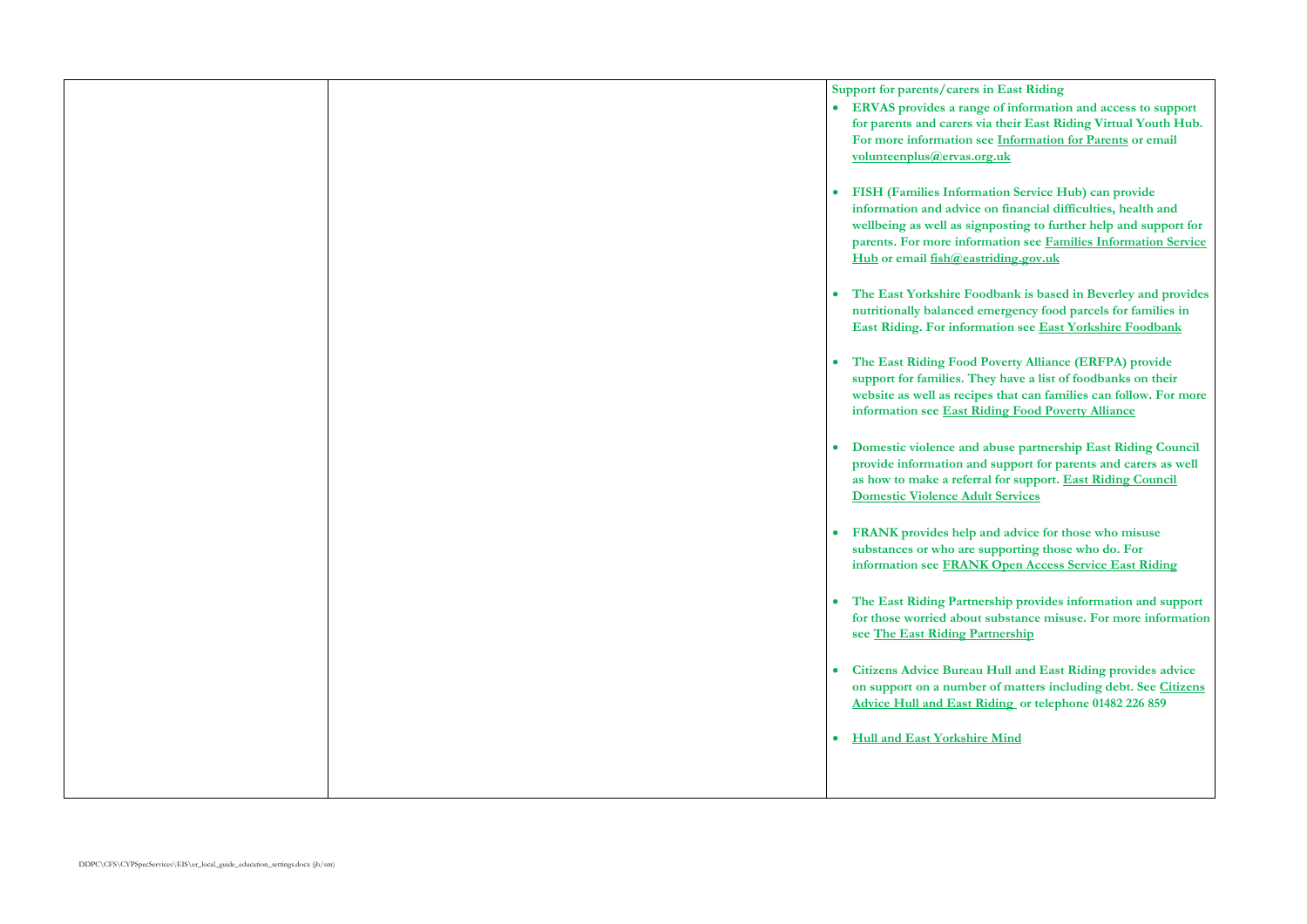| | | **Support for parents/carers in East Riding**<br>• **ERVAS provides a range of information and access to support for parents and carers via their East Riding Virtual Youth Hub. For more information see Information for Parents or email volunteenplus@ervas.org.uk**<br>• **FISH (Families Information Service Hub) can provide information and advice on financial difficulties, health and wellbeing as well as signposting to further help and support for parents. For more information see Families Information Service Hub or email fish@eastriding.gov.uk**<br>• **The East Yorkshire Foodbank is based in Beverley and provides nutritionally balanced emergency food parcels for families in East Riding. For information see East Yorkshire Foodbank**<br>• **The East Riding Food Poverty Alliance (ERFPA) provide support for families. They have a list of foodbanks on their website as well as recipes that can families can follow. For more information see East Riding Food Poverty Alliance**<br>• **Domestic violence and abuse partnership East Riding Council provide information and support for parents and carers as well as how to make a referral for support. East Riding Council Domestic Violence Adult Services**<br>• **FRANK provides help and advice for those who misuse substances or who are supporting those who do. For information see FRANK Open Access Service East Riding**<br>• **The East Riding Partnership provides information and support for those worried about substance misuse. For more information see The East Riding Partnership**<br>• **Citizens Advice Bureau Hull and East Riding provides advice on support on a number of matters including debt. See Citizens Advice Hull and East Riding or telephone 01482 226 859**<br>• **Hull and East Yorkshire Mind** |
|---|---|---|

DDPC\CFS\CYPSpecServices\EIS\er_local_guide_education_settings.docx (jh/sm)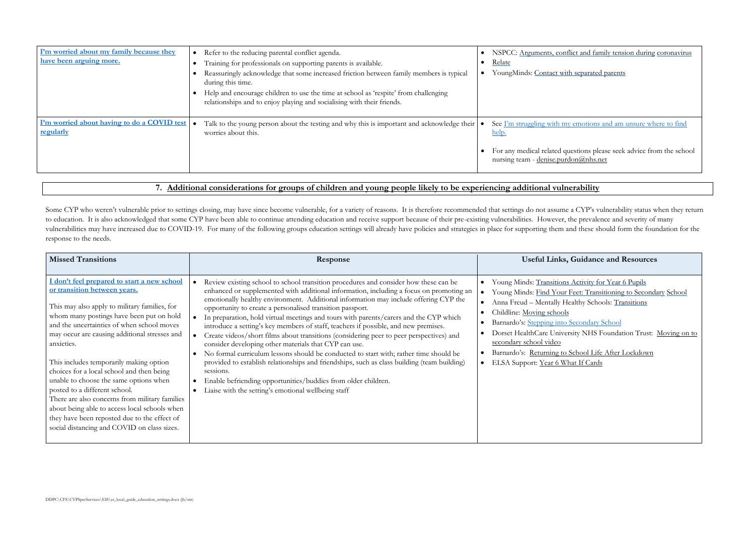| | | |
|---|---|---|
| **I'm worried about my family because they have been arguing more.** | • Refer to the reducing parental conflict agenda.<br>• Training for professionals on supporting parents is available.<br>• Reassuringly acknowledge that some increased friction between family members is typical during this time.<br>• Help and encourage children to use the time at school as 'respite' from challenging relationships and to enjoy playing and socialising with their friends. | • NSPCC: Arguments, conflict and family tension during coronavirus<br>• Relate<br>• YoungMinds: Contact with separated parents |
| **I'm worried about having to do a COVID test regularly** | • Talk to the young person about the testing and why this is important and acknowledge their worries about this. | • See I'm struggling with my emotions and am unsure where to find help.<br>• For any medical related questions please seek advice from the school nursing team - denise.purdon@nhs.net |

## 7. Additional considerations for groups of children and young people likely to be experiencing additional vulnerability

Some CYP who weren't vulnerable prior to settings closing, may have since become vulnerable, for a variety of reasons. It is therefore recommended that settings do not assume a CYP's vulnerability status when they return to education. It is also acknowledged that some CYP have been able to continue attending education and receive support because of their pre-existing vulnerabilities. However, the prevalence and severity of many vulnerabilities may have increased due to COVID-19. For many of the following groups education settings will already have policies and strategies in place for supporting them and these should form the foundation for the response to the needs.

| Missed Transitions | Response | Useful Links, Guidance and Resources |
|---|---|---|
| **I don't feel prepared to start a new school or transition between years.**<br><br>This may also apply to military families, for whom many postings have been put on hold and the uncertainties of when school moves may occur are causing additional stresses and anxieties.<br><br>This includes temporarily making option choices for a local school and then being unable to choose the same options when posted to a different school.<br>There are also concerns from military families about being able to access local schools when they have been reposted due to the effect of social distancing and COVID on class sizes. | • Review existing school to school transition procedures and consider how these can be enhanced or supplemented with additional information, including a focus on promoting an emotionally healthy environment. Additional information may include offering CYP the opportunity to create a personalised transition passport.<br>• In preparation, hold virtual meetings and tours with parents/carers and the CYP which introduce a setting's key members of staff, teachers if possible, and new premises.<br>• Create videos/short films about transitions (considering peer to peer perspectives) and consider developing other materials that CYP can use.<br>• No formal curriculum lessons should be conducted to start with; rather time should be provided to establish relationships and friendships, such as class building (team building) sessions.<br>• Enable befriending opportunities/buddies from older children.<br>• Liaise with the setting's emotional wellbeing staff | • Young Minds: Transitions Activity for Year 6 Pupils<br>• Young Minds: Find Your Feet: Transitioning to Secondary School<br>• Anna Freud – Mentally Healthy Schools: Transitions<br>• Childline: Moving schools<br>• Barnardo's: Stepping into Secondary School<br>• Dorset HealthCare University NHS Foundation Trust: Moving on to secondary school video<br>• Barnardo's: Returning to School Life After Lockdown<br>• ELSA Support: Year 6 What If Cards |

DDPC\CFS\CYPSpecServices\EIS\er_local_guide_education_settings.docx (jh/sm)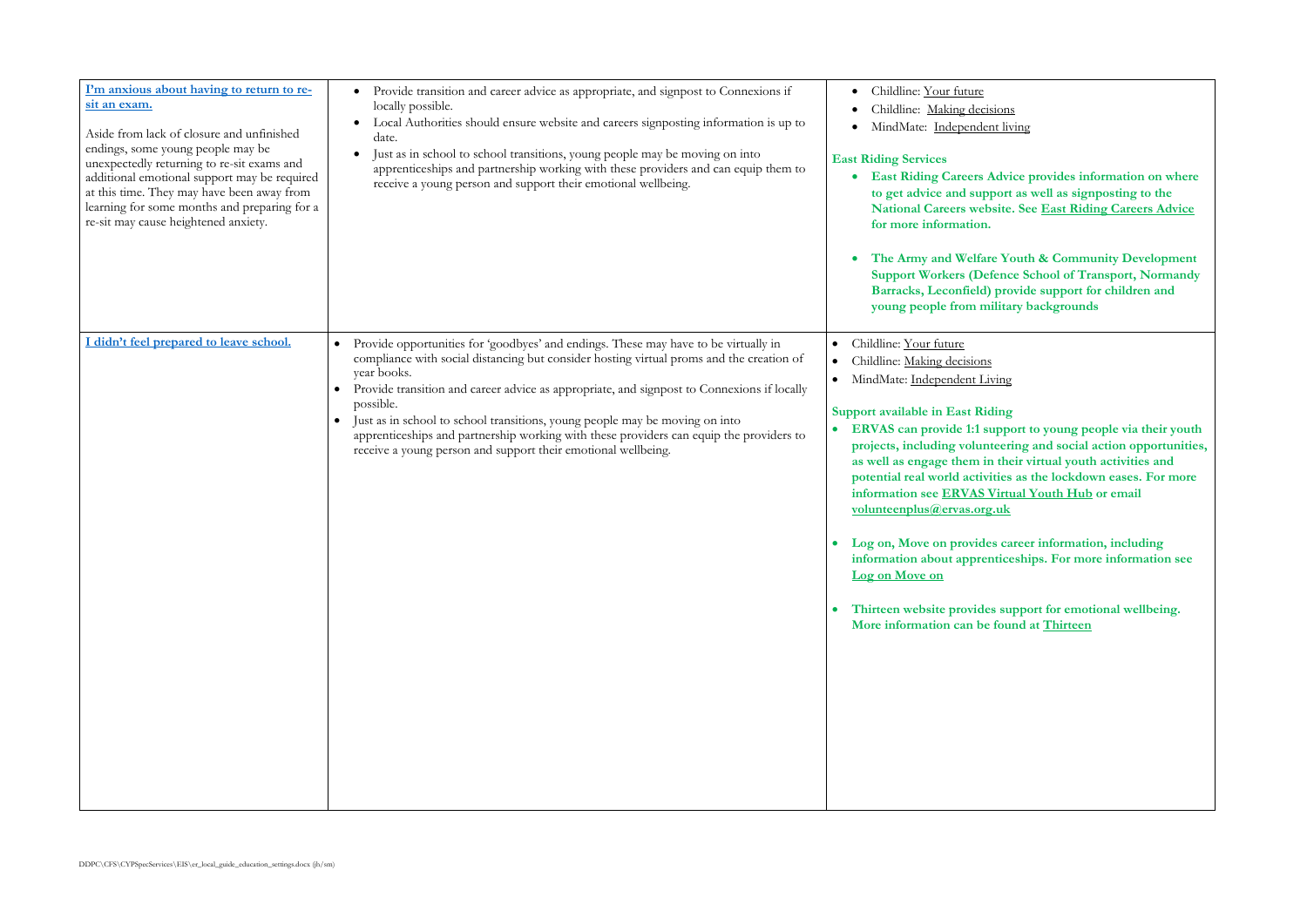| | | |
|---|---|---|
| **I'm anxious about having to return to re-sit an exam.**<br><br>Aside from lack of closure and unfinished endings, some young people may be unexpectedly returning to re-sit exams and additional emotional support may be required at this time. They may have been away from learning for some months and preparing for a re-sit may cause heightened anxiety. | • Provide transition and career advice as appropriate, and signpost to Connexions if locally possible.<br>• Local Authorities should ensure website and careers signposting information is up to date.<br>• Just as in school to school transitions, young people may be moving on into apprenticeships and partnership working with these providers and can equip them to receive a young person and support their emotional wellbeing. | • Childline: Your future<br>• Childline: Making decisions<br>• MindMate: Independent living<br><br>**East Riding Services**<br>• **East Riding Careers Advice provides information on where to get advice and support as well as signposting to the National Careers website. See East Riding Careers Advice for more information.**<br><br>• **The Army and Welfare Youth & Community Development Support Workers (Defence School of Transport, Normandy Barracks, Leconfield) provide support for children and young people from military backgrounds** |
| **I didn't feel prepared to leave school.** | • Provide opportunities for 'goodbyes' and endings. These may have to be virtually in compliance with social distancing but consider hosting virtual proms and the creation of year books.<br>• Provide transition and career advice as appropriate, and signpost to Connexions if locally possible.<br>• Just as in school to school transitions, young people may be moving on into apprenticeships and partnership working with these providers can equip the providers to receive a young person and support their emotional wellbeing. | • Childline: Your future<br>• Childline: Making decisions<br>• MindMate: Independent Living<br><br>**Support available in East Riding**<br>• **ERVAS can provide 1:1 support to young people via their youth projects, including volunteering and social action opportunities, as well as engage them in their virtual youth activities and potential real world activities as the lockdown eases. For more information see ERVAS Virtual Youth Hub or email volunteenplus@ervas.org.uk**<br><br>• **Log on, Move on provides career information, including information about apprenticeships. For more information see Log on Move on**<br><br>• **Thirteen website provides support for emotional wellbeing. More information can be found at Thirteen** |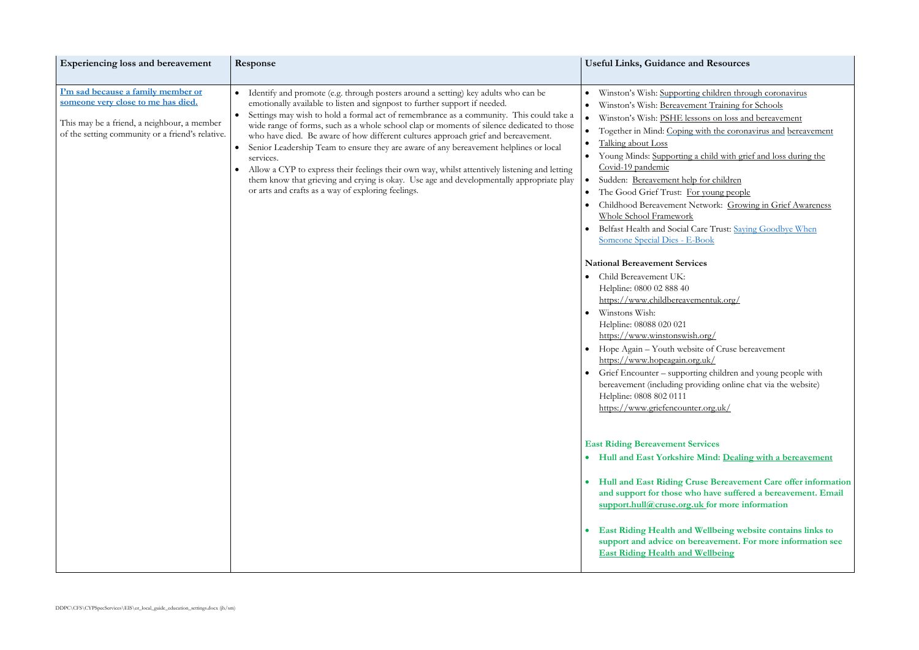| Experiencing loss and bereavement | Response | Useful Links, Guidance and Resources |
|---|---|---|
| **I'm sad because a family member or someone very close to me has died.**<br><br>This may be a friend, a neighbour, a member of the setting community or a friend's relative. | • Identify and promote (e.g. through posters around a setting) key adults who can be emotionally available to listen and signpost to further support if needed.<br>• Settings may wish to hold a formal act of remembrance as a community. This could take a wide range of forms, such as a whole school clap or moments of silence dedicated to those who have died. Be aware of how different cultures approach grief and bereavement.<br>• Senior Leadership Team to ensure they are aware of any bereavement helplines or local services.<br>• Allow a CYP to express their feelings their own way, whilst attentively listening and letting them know that grieving and crying is okay. Use age and developmentally appropriate play or arts and crafts as a way of exploring feelings. | • Winston's Wish: Supporting children through coronavirus<br>• Winston's Wish: Bereavement Training for Schools<br>• Winston's Wish: PSHE lessons on loss and bereavement<br>• Together in Mind: Coping with the coronavirus and bereavement<br>• Talking about Loss<br>• Young Minds: Supporting a child with grief and loss during the Covid-19 pandemic<br>• Sudden: Bereavement help for children<br>• The Good Grief Trust: For young people<br>• Childhood Bereavement Network: Growing in Grief Awareness Whole School Framework<br>• Belfast Health and Social Care Trust: Saying Goodbye When Someone Special Dies - E-Book<br><br>**National Bereavement Services**<br>• Child Bereavement UK:<br>Helpline: 0800 02 888 40<br>https://www.childbereavementuk.org/<br>• Winstons Wish:<br>Helpline: 08088 020 021<br>https://www.winstonswish.org/<br>• Hope Again – Youth website of Cruse bereavement<br>https://www.hopeagain.org.uk/<br>• Grief Encounter – supporting children and young people with bereavement (including providing online chat via the website)<br>Helpline: 0808 802 0111<br>https://www.griefencounter.org.uk/<br><br>**East Riding Bereavement Services**<br>• **Hull and East Yorkshire Mind: Dealing with a bereavement**<br>• **Hull and East Riding Cruse Bereavement Care offer information and support for those who have suffered a bereavement. Email support.hull@cruse.org.uk for more information**<br>• **East Riding Health and Wellbeing website contains links to support and advice on bereavement. For more information see East Riding Health and Wellbeing** |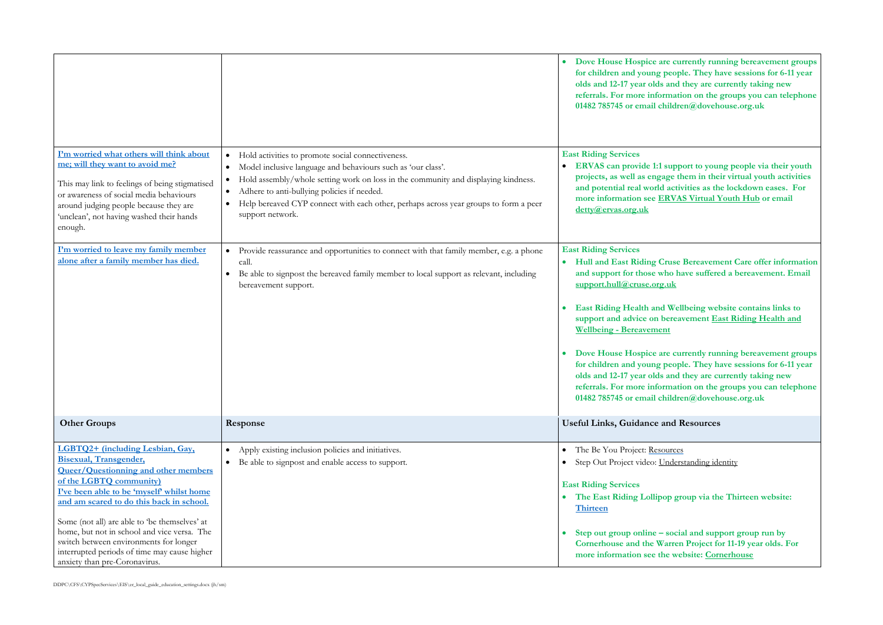| | | |
|---|---|---|
| | | • **Dove House Hospice are currently running bereavement groups for children and young people. They have sessions for 6-11 year olds and 12-17 year olds and they are currently taking new referrals. For more information on the groups you can telephone 01482 785745 or email children@dovehouse.org.uk** |
| **I'm worried what others will think about me; will they want to avoid me?**<br><br>This may link to feelings of being stigmatised or awareness of social media behaviours around judging people because they are 'unclean', not having washed their hands enough. | • Hold activities to promote social connectiveness.<br>• Model inclusive language and behaviours such as 'our class'.<br>• Hold assembly/whole setting work on loss in the community and displaying kindness.<br>• Adhere to anti-bullying policies if needed.<br>• Help bereaved CYP connect with each other, perhaps across year groups to form a peer support network. | **East Riding Services**<br>• **ERVAS can provide 1:1 support to young people via their youth projects, as well as engage them in their virtual youth activities and potential real world activities as the lockdown eases. For more information see ERVAS Virtual Youth Hub or email detty@ervas.org.uk** |
| **I'm worried to leave my family member alone after a family member has died.** | • Provide reassurance and opportunities to connect with that family member, e.g. a phone call.<br>• Be able to signpost the bereaved family member to local support as relevant, including bereavement support. | **East Riding Services**<br>• **Hull and East Riding Cruse Bereavement Care offer information and support for those who have suffered a bereavement. Email support.hull@cruse.org.uk**<br><br>• **East Riding Health and Wellbeing website contains links to support and advice on bereavement East Riding Health and Wellbeing - Bereavement**<br><br>• **Dove House Hospice are currently running bereavement groups for children and young people. They have sessions for 6-11 year olds and 12-17 year olds and they are currently taking new referrals. For more information on the groups you can telephone 01482 785745 or email children@dovehouse.org.uk** |
| **Other Groups** | **Response** | **Useful Links, Guidance and Resources** |
| **LGBTQ2+ (including Lesbian, Gay, Bisexual, Transgender, Queer/Questionning and other members of the LGBTQ community)**<br>**I've been able to be 'myself' whilst home and am scared to do this back in school.**<br><br>Some (not all) are able to 'be themselves' at home, but not in school and vice versa. The switch between environments for longer interrupted periods of time may cause higher anxiety than pre-Coronavirus. | • Apply existing inclusion policies and initiatives.<br>• Be able to signpost and enable access to support. | • The Be You Project: Resources<br>• Step Out Project video: Understanding identity<br><br>**East Riding Services**<br>• **The East Riding Lollipop group via the Thirteen website: Thirteen**<br><br>• **Step out group online – social and support group run by Cornerhouse and the Warren Project for 11-19 year olds. For more information see the website: Cornerhouse** |

DDPC\CFS\CYPSpecServices\EIS\er_local_guide_education_settings.docx (jh/sm)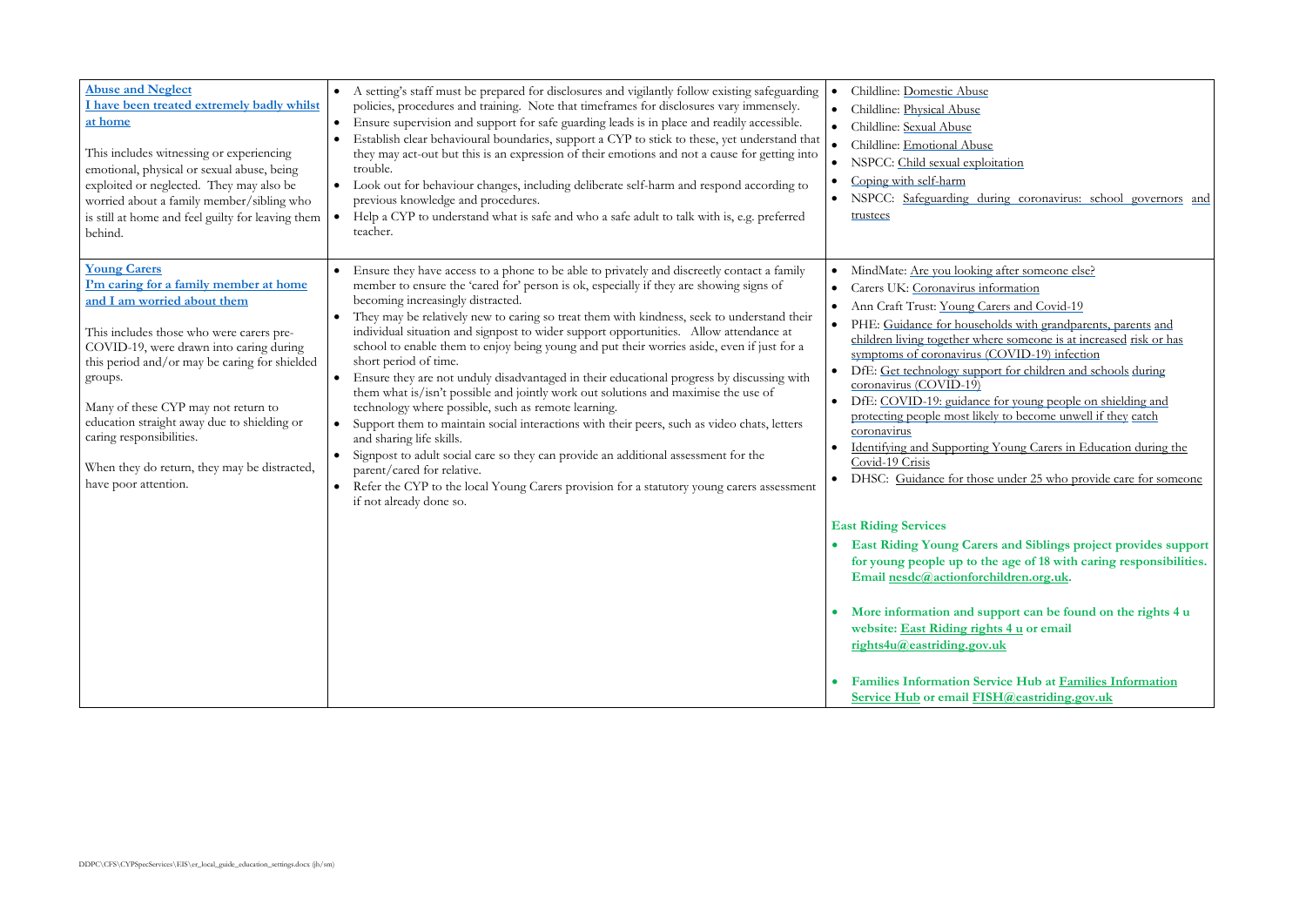| | | |
|---|---|---|
| **Abuse and Neglect**<br>**I have been treated extremely badly whilst at home**<br><br>This includes witnessing or experiencing emotional, physical or sexual abuse, being exploited or neglected. They may also be worried about a family member/sibling who is still at home and feel guilty for leaving them behind. | • A setting's staff must be prepared for disclosures and vigilantly follow existing safeguarding policies, procedures and training. Note that timeframes for disclosures vary immensely.<br>• Ensure supervision and support for safe guarding leads is in place and readily accessible.<br>• Establish clear behavioural boundaries, support a CYP to stick to these, yet understand that they may act-out but this is an expression of their emotions and not a cause for getting into trouble.<br>• Look out for behaviour changes, including deliberate self-harm and respond according to previous knowledge and procedures.<br>• Help a CYP to understand what is safe and who a safe adult to talk with is, e.g. preferred teacher. | • Childline: Domestic Abuse<br>• Childline: Physical Abuse<br>• Childline: Sexual Abuse<br>• Childline: Emotional Abuse<br>• NSPCC: Child sexual exploitation<br>• Coping with self-harm<br>• NSPCC: Safeguarding during coronavirus: school governors and trustees |
| **Young Carers**<br>**I'm caring for a family member at home and I am worried about them**<br><br>This includes those who were carers pre-COVID-19, were drawn into caring during this period and/or may be caring for shielded groups.<br><br>Many of these CYP may not return to education straight away due to shielding or caring responsibilities.<br><br>When they do return, they may be distracted, have poor attention. | • Ensure they have access to a phone to be able to privately and discreetly contact a family member to ensure the 'cared for' person is ok, especially if they are showing signs of becoming increasingly distracted.<br>• They may be relatively new to caring so treat them with kindness, seek to understand their individual situation and signpost to wider support opportunities. Allow attendance at school to enable them to enjoy being young and put their worries aside, even if just for a short period of time.<br>• Ensure they are not unduly disadvantaged in their educational progress by discussing with them what is/isn't possible and jointly work out solutions and maximise the use of technology where possible, such as remote learning.<br>• Support them to maintain social interactions with their peers, such as video chats, letters and sharing life skills.<br>• Signpost to adult social care so they can provide an additional assessment for the parent/cared for relative.<br>• Refer the CYP to the local Young Carers provision for a statutory young carers assessment if not already done so. | • MindMate: Are you looking after someone else?<br>• Carers UK: Coronavirus information<br>• Ann Craft Trust: Young Carers and Covid-19<br>• PHE: Guidance for households with grandparents, parents and children living together where someone is at increased risk or has symptoms of coronavirus (COVID-19) infection<br>• DfE: Get technology support for children and schools during coronavirus (COVID-19)<br>• DfE: COVID-19: guidance for young people on shielding and protecting people most likely to become unwell if they catch coronavirus<br>• Identifying and Supporting Young Carers in Education during the Covid-19 Crisis<br>• DHSC: Guidance for those under 25 who provide care for someone<br><br>**East Riding Services**<br>• **East Riding Young Carers and Siblings project provides support for young people up to the age of 18 with caring responsibilities. Email nesdc@actionforchildren.org.uk.**<br><br>• **More information and support can be found on the rights 4 u website: East Riding rights 4 u or email rights4u@eastriding.gov.uk**<br><br>• **Families Information Service Hub at Families Information Service Hub or email FISH@eastriding.gov.uk** |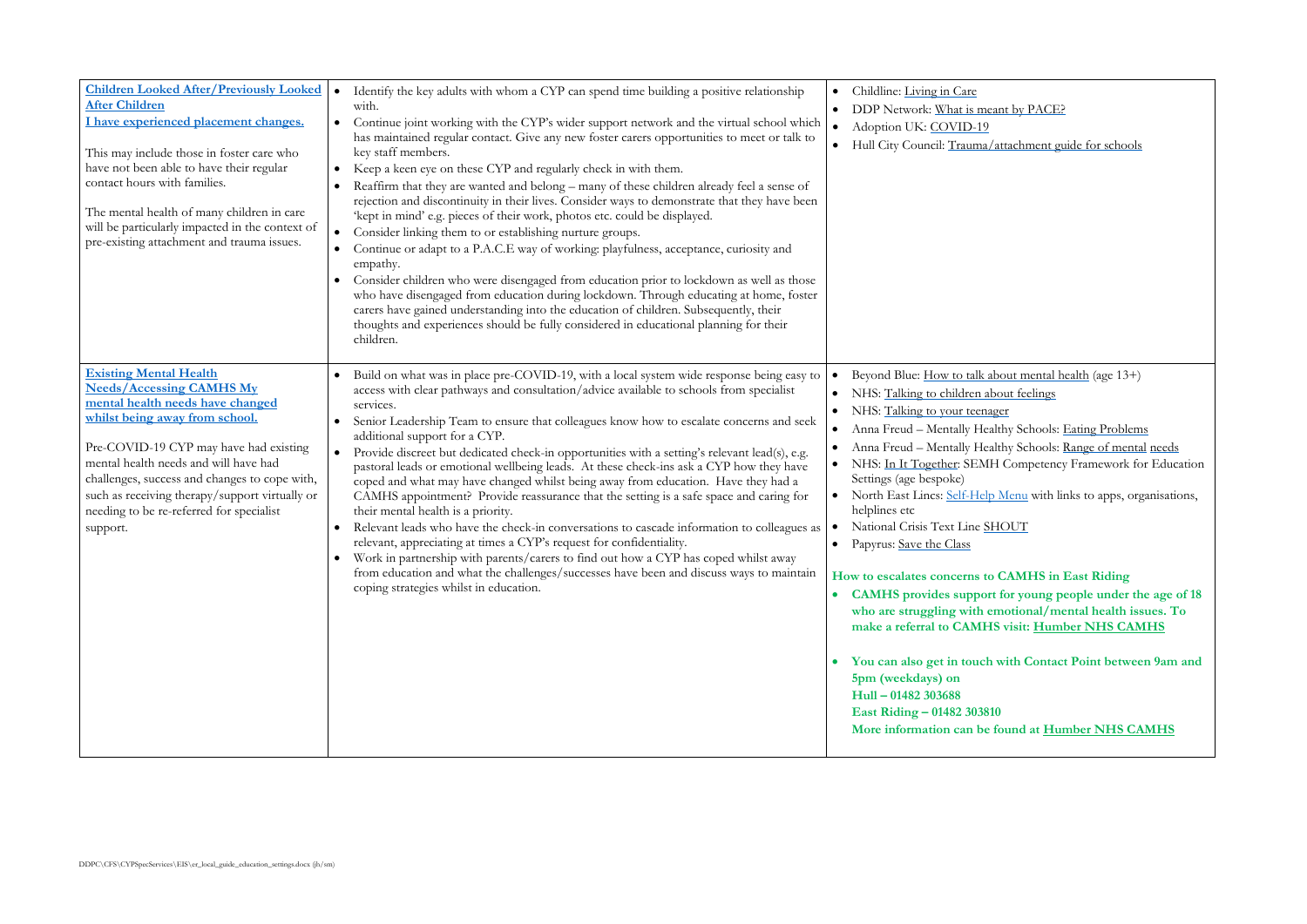| | | |
|---|---|---|
| **Children Looked After/Previously Looked After Children**<br>**I have experienced placement changes.**<br><br>This may include those in foster care who have not been able to have their regular contact hours with families.<br><br>The mental health of many children in care will be particularly impacted in the context of pre-existing attachment and trauma issues. | • Identify the key adults with whom a CYP can spend time building a positive relationship with.<br>• Continue joint working with the CYP's wider support network and the virtual school which has maintained regular contact. Give any new foster carers opportunities to meet or talk to key staff members.<br>• Keep a keen eye on these CYP and regularly check in with them.<br>• Reaffirm that they are wanted and belong – many of these children already feel a sense of rejection and discontinuity in their lives. Consider ways to demonstrate that they have been 'kept in mind' e.g. pieces of their work, photos etc. could be displayed.<br>• Consider linking them to or establishing nurture groups.<br>• Continue or adapt to a P.A.C.E way of working: playfulness, acceptance, curiosity and empathy.<br>• Consider children who were disengaged from education prior to lockdown as well as those who have disengaged from education during lockdown. Through educating at home, foster carers have gained understanding into the education of children. Subsequently, their thoughts and experiences should be fully considered in educational planning for their children. | • Childline: Living in Care<br>• DDP Network: What is meant by PACE?<br>• Adoption UK: COVID-19<br>• Hull City Council: Trauma/attachment guide for schools |
| **Existing Mental Health Needs/Accessing CAMHS My mental health needs have changed whilst being away from school.**<br><br>Pre-COVID-19 CYP may have had existing mental health needs and will have had challenges, success and changes to cope with, such as receiving therapy/support virtually or needing to be re-referred for specialist support. | • Build on what was in place pre-COVID-19, with a local system wide response being easy to access with clear pathways and consultation/advice available to schools from specialist services.<br>• Senior Leadership Team to ensure that colleagues know how to escalate concerns and seek additional support for a CYP.<br>• Provide discreet but dedicated check-in opportunities with a setting's relevant lead(s), e.g. pastoral leads or emotional wellbeing leads. At these check-ins ask a CYP how they have coped and what may have changed whilst being away from education. Have they had a CAMHS appointment? Provide reassurance that the setting is a safe space and caring for their mental health is a priority.<br>• Relevant leads who have the check-in conversations to cascade information to colleagues as relevant, appreciating at times a CYP's request for confidentiality.<br>• Work in partnership with parents/carers to find out how a CYP has coped whilst away from education and what the challenges/successes have been and discuss ways to maintain coping strategies whilst in education. | • Beyond Blue: How to talk about mental health (age 13+)<br>• NHS: Talking to children about feelings<br>• NHS: Talking to your teenager<br>• Anna Freud – Mentally Healthy Schools: Eating Problems<br>• Anna Freud – Mentally Healthy Schools: Range of mental needs<br>• NHS: In It Together: SEMH Competency Framework for Education Settings (age bespoke)<br>• North East Lincs: Self-Help Menu with links to apps, organisations, helplines etc<br>• National Crisis Text Line SHOUT<br>• Papyrus: Save the Class<br><br>**How to escalates concerns to CAMHS in East Riding**<br>• **CAMHS provides support for young people under the age of 18 who are struggling with emotional/mental health issues. To make a referral to CAMHS visit: Humber NHS CAMHS**<br><br>• **You can also get in touch with Contact Point between 9am and 5pm (weekdays) on**<br>**Hull – 01482 303688**<br>**East Riding – 01482 303810**<br>**More information can be found at Humber NHS CAMHS** |

DDPC\CFS\CYPSpecServices\EIS\er_local_guide_education_settings.docx (jh/sm)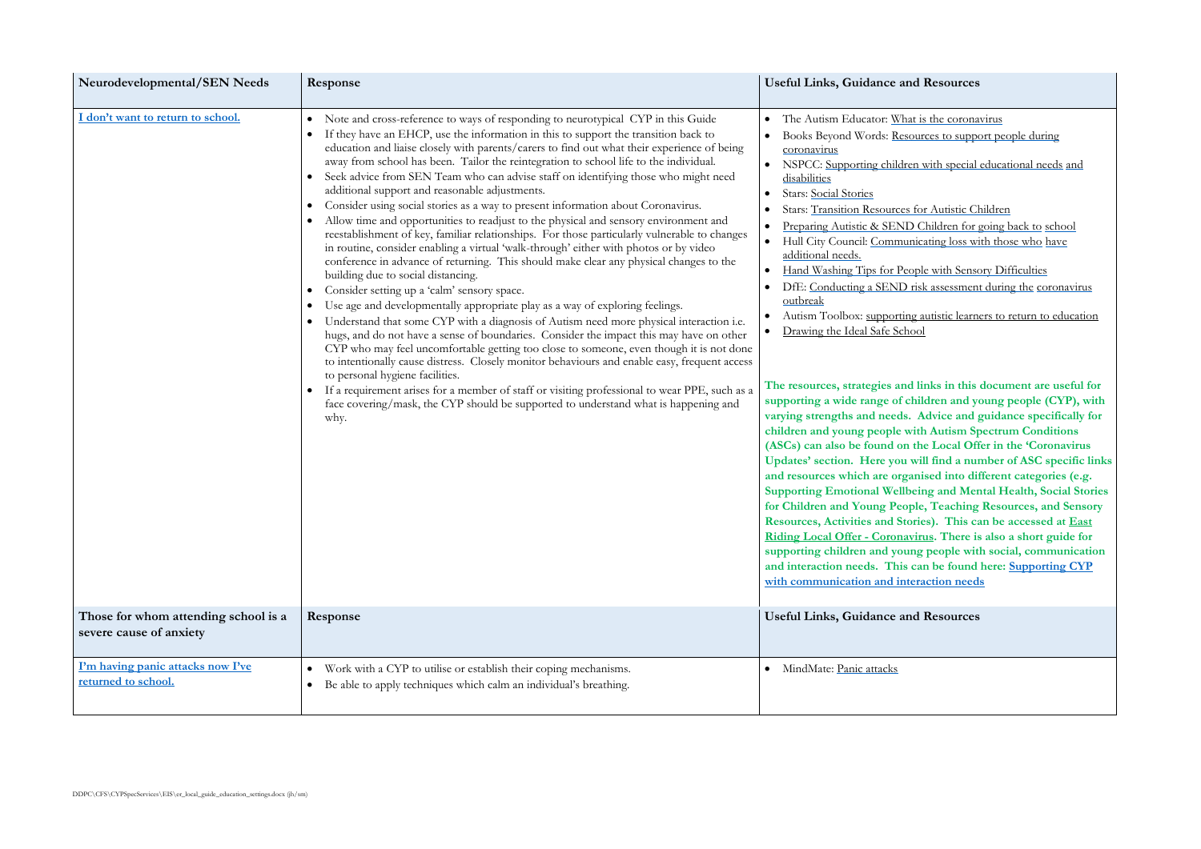| Neurodevelopmental/SEN Needs | Response | Useful Links, Guidance and Resources |
|---|---|---|
| **I don't want to return to school.** | • Note and cross-reference to ways of responding to neurotypical CYP in this Guide<br>• If they have an EHCP, use the information in this to support the transition back to education and liaise closely with parents/carers to find out what their experience of being away from school has been. Tailor the reintegration to school life to the individual.<br>• Seek advice from SEN Team who can advise staff on identifying those who might need additional support and reasonable adjustments.<br>• Consider using social stories as a way to present information about Coronavirus.<br>• Allow time and opportunities to readjust to the physical and sensory environment and reestablishment of key, familiar relationships. For those particularly vulnerable to changes in routine, consider enabling a virtual 'walk-through' either with photos or by video conference in advance of returning. This should make clear any physical changes to the building due to social distancing.<br>• Consider setting up a 'calm' sensory space.<br>• Use age and developmentally appropriate play as a way of exploring feelings.<br>• Understand that some CYP with a diagnosis of Autism need more physical interaction i.e. hugs, and do not have a sense of boundaries. Consider the impact this may have on other CYP who may feel uncomfortable getting too close to someone, even though it is not done to intentionally cause distress. Closely monitor behaviours and enable easy, frequent access to personal hygiene facilities.<br>• If a requirement arises for a member of staff or visiting professional to wear PPE, such as a face covering/mask, the CYP should be supported to understand what is happening and why. | • The Autism Educator: What is the coronavirus<br>• Books Beyond Words: Resources to support people during coronavirus<br>• NSPCC: Supporting children with special educational needs and disabilities<br>• Stars: Social Stories<br>• Stars: Transition Resources for Autistic Children<br>• Preparing Autistic & SEND Children for going back to school<br>• Hull City Council: Communicating loss with those who have additional needs.<br>• Hand Washing Tips for People with Sensory Difficulties<br>• DfE: Conducting a SEND risk assessment during the coronavirus outbreak<br>• Autism Toolbox: supporting autistic learners to return to education<br>• Drawing the Ideal Safe School<br><br>**The resources, strategies and links in this document are useful for supporting a wide range of children and young people (CYP), with varying strengths and needs. Advice and guidance specifically for children and young people with Autism Spectrum Conditions (ASCs) can also be found on the Local Offer in the 'Coronavirus Updates' section. Here you will find a number of ASC specific links and resources which are organised into different categories (e.g. Supporting Emotional Wellbeing and Mental Health, Social Stories for Children and Young People, Teaching Resources, and Sensory Resources, Activities and Stories). This can be accessed at East Riding Local Offer - Coronavirus. There is also a short guide for supporting children and young people with social, communication and interaction needs. This can be found here: Supporting CYP with communication and interaction needs** |
| **Those for whom attending school is a severe cause of anxiety** | **Response** | **Useful Links, Guidance and Resources** |
| **I'm having panic attacks now I've returned to school.** | • Work with a CYP to utilise or establish their coping mechanisms.<br>• Be able to apply techniques which calm an individual's breathing. | • MindMate: Panic attacks |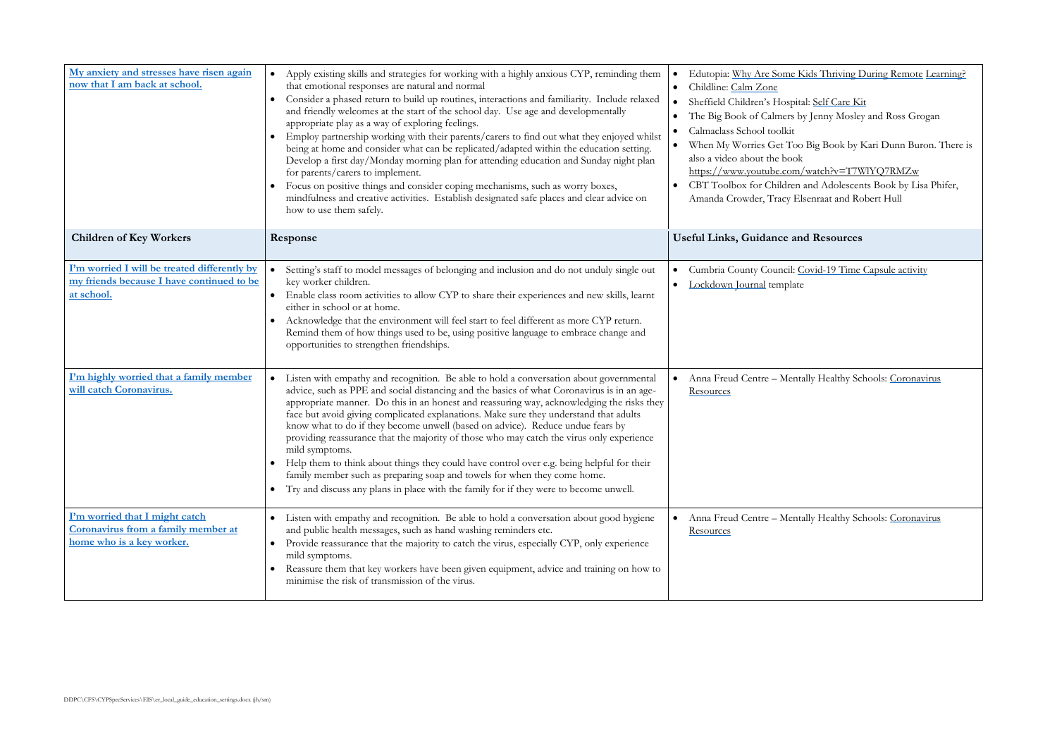| | | |
|---|---|---|
| **My anxiety and stresses have risen again now that I am back at school.** | • Apply existing skills and strategies for working with a highly anxious CYP, reminding them that emotional responses are natural and normal<br>• Consider a phased return to build up routines, interactions and familiarity. Include relaxed and friendly welcomes at the start of the school day. Use age and developmentally appropriate play as a way of exploring feelings.<br>• Employ partnership working with their parents/carers to find out what they enjoyed whilst being at home and consider what can be replicated/adapted within the education setting. Develop a first day/Monday morning plan for attending education and Sunday night plan for parents/carers to implement.<br>• Focus on positive things and consider coping mechanisms, such as worry boxes, mindfulness and creative activities. Establish designated safe places and clear advice on how to use them safely. | • Edutopia: Why Are Some Kids Thriving During Remote Learning?<br>• Childline: Calm Zone<br>• Sheffield Children's Hospital: Self Care Kit<br>• The Big Book of Calmers by Jenny Mosley and Ross Grogan<br>• Calmaclass School toolkit<br>• When My Worries Get Too Big Book by Kari Dunn Buron. There is also a video about the book https://www.youtube.com/watch?v=T7WlYQ7RMZw<br>• CBT Toolbox for Children and Adolescents Book by Lisa Phifer, Amanda Crowder, Tracy Elsenraat and Robert Hull |
| **Children of Key Workers** | **Response** | **Useful Links, Guidance and Resources** |
| **I'm worried I will be treated differently by my friends because I have continued to be at school.** | • Setting's staff to model messages of belonging and inclusion and do not unduly single out key worker children.<br>• Enable class room activities to allow CYP to share their experiences and new skills, learnt either in school or at home.<br>• Acknowledge that the environment will feel start to feel different as more CYP return. Remind them of how things used to be, using positive language to embrace change and opportunities to strengthen friendships. | • Cumbria County Council: Covid-19 Time Capsule activity<br>• Lockdown Journal template |
| **I'm highly worried that a family member will catch Coronavirus.** | • Listen with empathy and recognition. Be able to hold a conversation about governmental advice, such as PPE and social distancing and the basics of what Coronavirus is in an age-appropriate manner. Do this in an honest and reassuring way, acknowledging the risks they face but avoid giving complicated explanations. Make sure they understand that adults know what to do if they become unwell (based on advice). Reduce undue fears by providing reassurance that the majority of those who may catch the virus only experience mild symptoms.<br>• Help them to think about things they could have control over e.g. being helpful for their family member such as preparing soap and towels for when they come home.<br>• Try and discuss any plans in place with the family for if they were to become unwell. | • Anna Freud Centre – Mentally Healthy Schools: Coronavirus Resources |
| **I'm worried that I might catch Coronavirus from a family member at home who is a key worker.** | • Listen with empathy and recognition. Be able to hold a conversation about good hygiene and public health messages, such as hand washing reminders etc.<br>• Provide reassurance that the majority to catch the virus, especially CYP, only experience mild symptoms.<br>• Reassure them that key workers have been given equipment, advice and training on how to minimise the risk of transmission of the virus. | • Anna Freud Centre – Mentally Healthy Schools: Coronavirus Resources |

DDPC\CFS\CYPSpecServices\EIS\er_local_guide_education_settings.docx (jh/sm)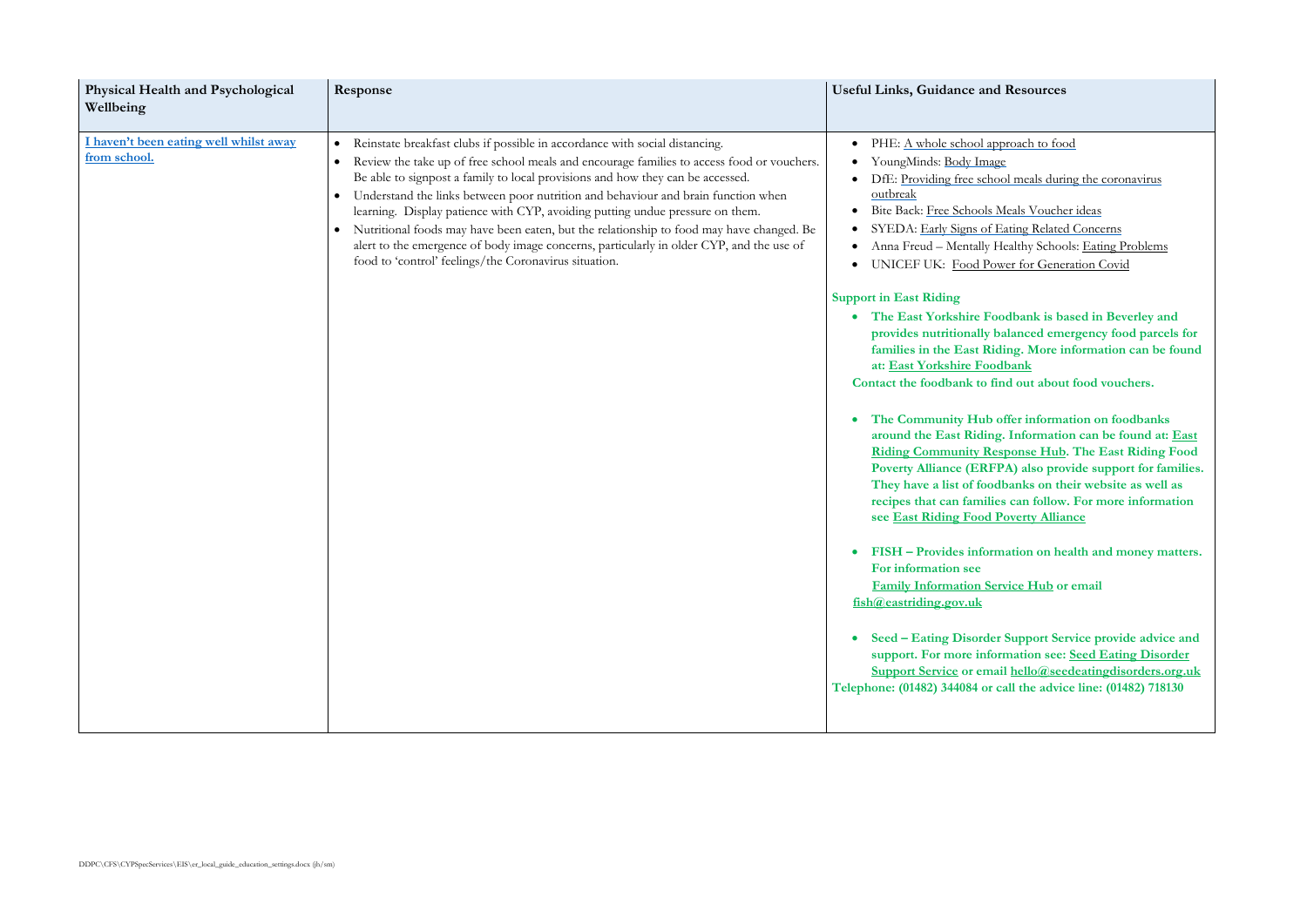| Physical Health and Psychological Wellbeing | Response | Useful Links, Guidance and Resources |
|---|---|---|
| I haven't been eating well whilst away from school. | • Reinstate breakfast clubs if possible in accordance with social distancing.<br>• Review the take up of free school meals and encourage families to access food or vouchers. Be able to signpost a family to local provisions and how they can be accessed.<br>• Understand the links between poor nutrition and behaviour and brain function when learning. Display patience with CYP, avoiding putting undue pressure on them.<br>• Nutritional foods may have been eaten, but the relationship to food may have changed. Be alert to the emergence of body image concerns, particularly in older CYP, and the use of food to 'control' feelings/the Coronavirus situation. | • PHE: A whole school approach to food<br>• YoungMinds: Body Image<br>• DfE: Providing free school meals during the coronavirus outbreak<br>• Bite Back: Free Schools Meals Voucher ideas<br>• SYEDA: Early Signs of Eating Related Concerns<br>• Anna Freud – Mentally Healthy Schools: Eating Problems<br>• UNICEF UK: Food Power for Generation Covid<br><br>**Support in East Riding**<br>• **The East Yorkshire Foodbank is based in Beverley and provides nutritionally balanced emergency food parcels for families in the East Riding. More information can be found at: East Yorkshire Foodbank**<br>**Contact the foodbank to find out about food vouchers.**<br><br>• **The Community Hub offer information on foodbanks around the East Riding. Information can be found at: East Riding Community Response Hub. The East Riding Food Poverty Alliance (ERFPA) also provide support for families. They have a list of foodbanks on their website as well as recipes that can families can follow. For more information see East Riding Food Poverty Alliance**<br><br>• **FISH – Provides information on health and money matters. For information see Family Information Service Hub or email fish@eastriding.gov.uk**<br><br>• **Seed – Eating Disorder Support Service provide advice and support. For more information see: Seed Eating Disorder Support Service or email hello@seedeatingdisorders.org.uk**<br>**Telephone: (01482) 344084 or call the advice line: (01482) 718130** |

DDPC\CFS\CYPSpecServices\EIS\er_local_guide_education_settings.docx (jh/sm)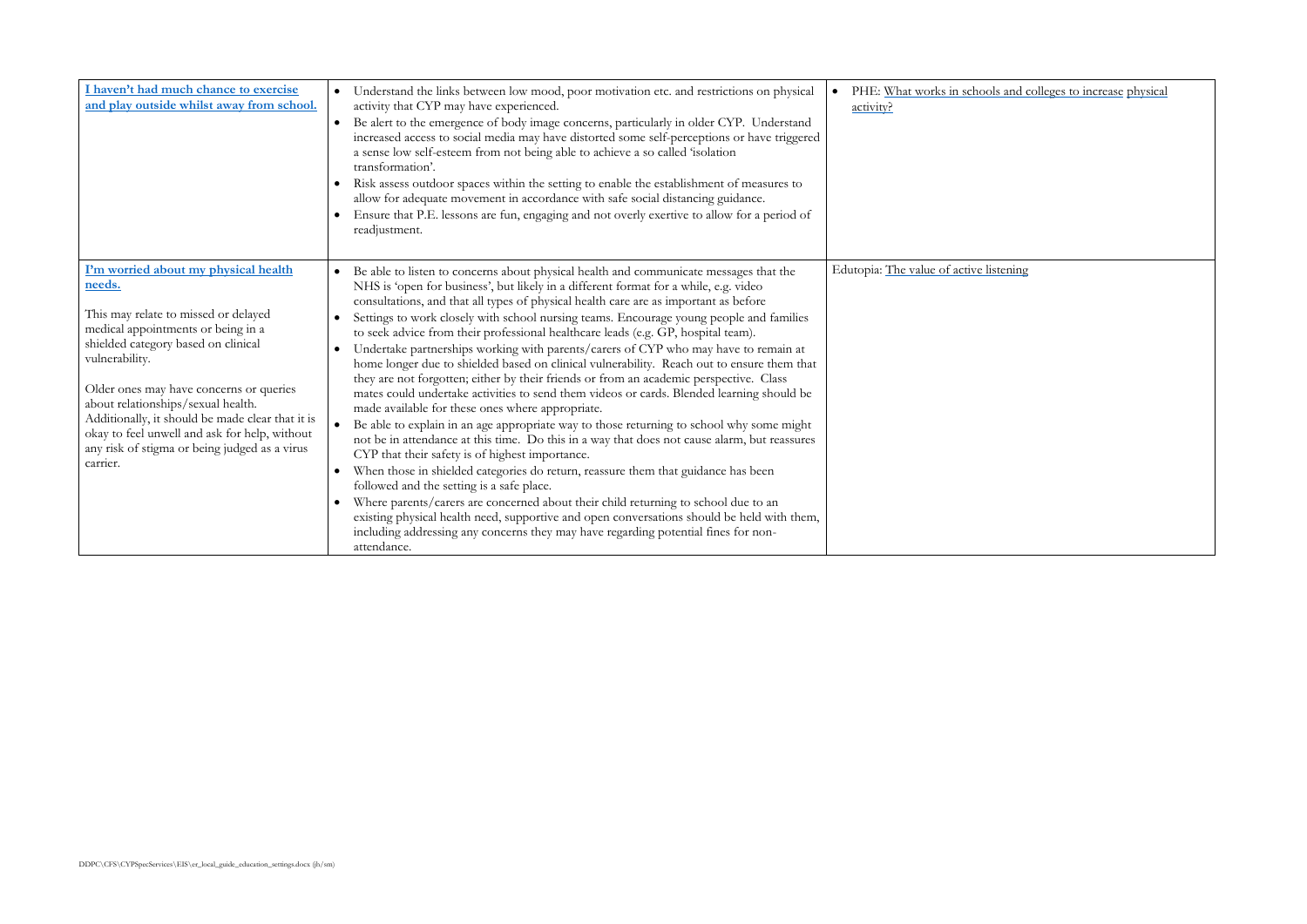| | | |
|---|---|---|
| **I haven't had much chance to exercise and play outside whilst away from school.** | • Understand the links between low mood, poor motivation etc. and restrictions on physical activity that CYP may have experienced.<br>• Be alert to the emergence of body image concerns, particularly in older CYP. Understand increased access to social media may have distorted some self-perceptions or have triggered a sense low self-esteem from not being able to achieve a so called 'isolation transformation'.<br>• Risk assess outdoor spaces within the setting to enable the establishment of measures to allow for adequate movement in accordance with safe social distancing guidance.<br>• Ensure that P.E. lessons are fun, engaging and not overly exertive to allow for a period of readjustment. | • PHE: What works in schools and colleges to increase physical activity? |
| **I'm worried about my physical health needs.**<br><br>This may relate to missed or delayed medical appointments or being in a shielded category based on clinical vulnerability.<br><br>Older ones may have concerns or queries about relationships/sexual health. Additionally, it should be made clear that it is okay to feel unwell and ask for help, without any risk of stigma or being judged as a virus carrier. | • Be able to listen to concerns about physical health and communicate messages that the NHS is 'open for business', but likely in a different format for a while, e.g. video consultations, and that all types of physical health care are as important as before<br>• Settings to work closely with school nursing teams. Encourage young people and families to seek advice from their professional healthcare leads (e.g. GP, hospital team).<br>• Undertake partnerships working with parents/carers of CYP who may have to remain at home longer due to shielded based on clinical vulnerability. Reach out to ensure them that they are not forgotten; either by their friends or from an academic perspective. Class mates could undertake activities to send them videos or cards. Blended learning should be made available for these ones where appropriate.<br>• Be able to explain in an age appropriate way to those returning to school why some might not be in attendance at this time. Do this in a way that does not cause alarm, but reassures CYP that their safety is of highest importance.<br>• When those in shielded categories do return, reassure them that guidance has been followed and the setting is a safe place.<br>• Where parents/carers are concerned about their child returning to school due to an existing physical health need, supportive and open conversations should be held with them, including addressing any concerns they may have regarding potential fines for non-attendance. | Edutopia: The value of active listening |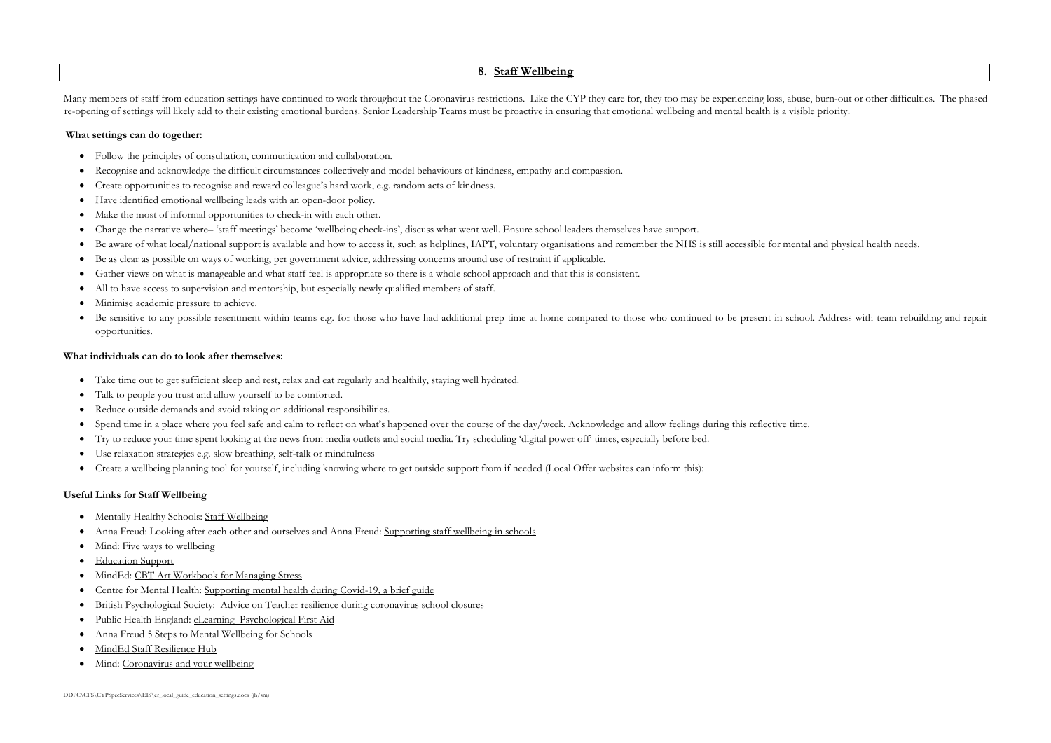## 8. Staff Wellbeing

Many members of staff from education settings have continued to work throughout the Coronavirus restrictions. Like the CYP they care for, they too may be experiencing loss, abuse, burn-out or other difficulties. The phased re-opening of settings will likely add to their existing emotional burdens. Senior Leadership Teams must be proactive in ensuring that emotional wellbeing and mental health is a visible priority.

**What settings can do together:**

- Follow the principles of consultation, communication and collaboration.
- Recognise and acknowledge the difficult circumstances collectively and model behaviours of kindness, empathy and compassion.
- Create opportunities to recognise and reward colleague's hard work, e.g. random acts of kindness.
- Have identified emotional wellbeing leads with an open-door policy.
- Make the most of informal opportunities to check-in with each other.
- Change the narrative where– 'staff meetings' become 'wellbeing check-ins', discuss what went well. Ensure school leaders themselves have support.
- Be aware of what local/national support is available and how to access it, such as helplines, IAPT, voluntary organisations and remember the NHS is still accessible for mental and physical health needs.
- Be as clear as possible on ways of working, per government advice, addressing concerns around use of restraint if applicable.
- Gather views on what is manageable and what staff feel is appropriate so there is a whole school approach and that this is consistent.
- All to have access to supervision and mentorship, but especially newly qualified members of staff.
- Minimise academic pressure to achieve.
- Be sensitive to any possible resentment within teams e.g. for those who have had additional prep time at home compared to those who continued to be present in school. Address with team rebuilding and repair opportunities.

**What individuals can do to look after themselves:**

- Take time out to get sufficient sleep and rest, relax and eat regularly and healthily, staying well hydrated.
- Talk to people you trust and allow yourself to be comforted.
- Reduce outside demands and avoid taking on additional responsibilities.
- Spend time in a place where you feel safe and calm to reflect on what's happened over the course of the day/week. Acknowledge and allow feelings during this reflective time.
- Try to reduce your time spent looking at the news from media outlets and social media. Try scheduling 'digital power off' times, especially before bed.
- Use relaxation strategies e.g. slow breathing, self-talk or mindfulness
- Create a wellbeing planning tool for yourself, including knowing where to get outside support from if needed (Local Offer websites can inform this):

**Useful Links for Staff Wellbeing**

- Mentally Healthy Schools: Staff Wellbeing
- Anna Freud: Looking after each other and ourselves and Anna Freud: Supporting staff wellbeing in schools
- Mind: Five ways to wellbeing
- Education Support
- MindEd: CBT Art Workbook for Managing Stress
- Centre for Mental Health: Supporting mental health during Covid-19, a brief guide
- British Psychological Society: Advice on Teacher resilience during coronavirus school closures
- Public Health England: eLearning Psychological First Aid
- Anna Freud 5 Steps to Mental Wellbeing for Schools
- MindEd Staff Resilience Hub
- Mind: Coronavirus and your wellbeing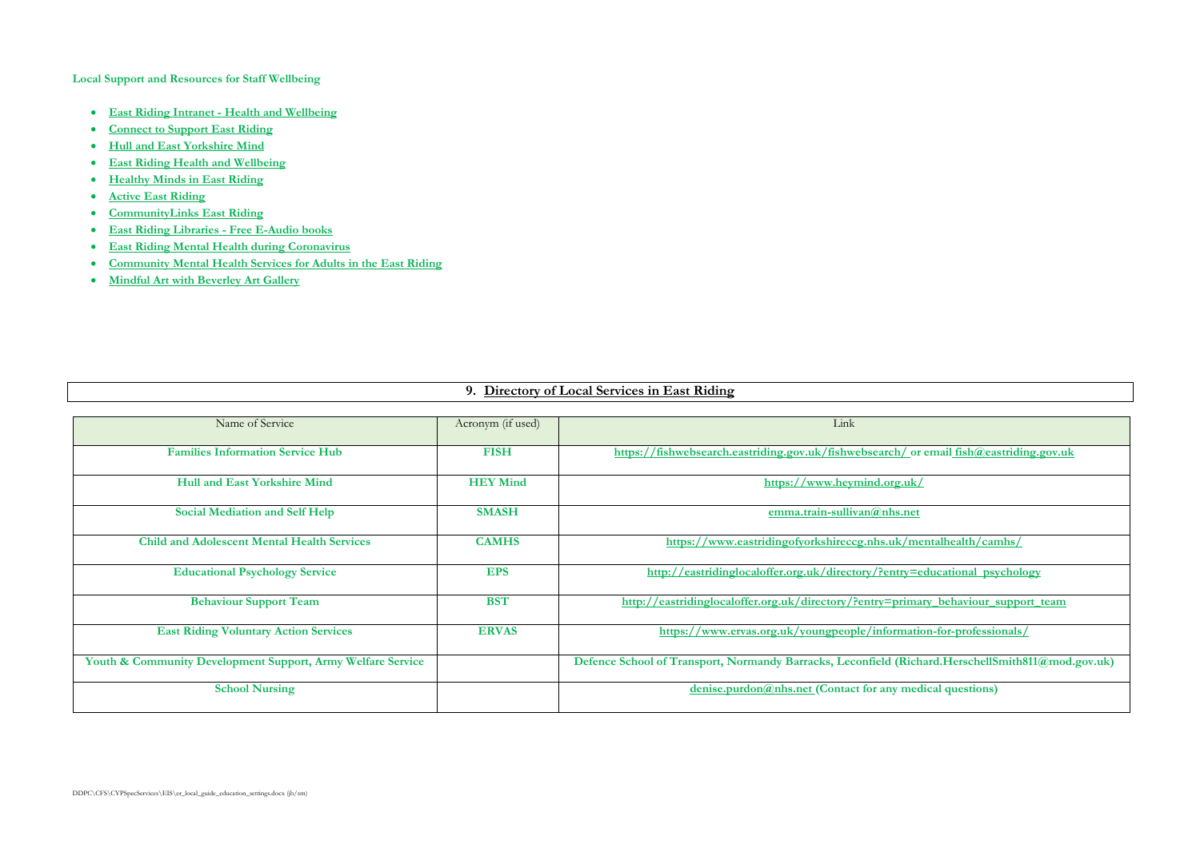**Local Support and Resources for Staff Wellbeing**

- **East Riding Intranet - Health and Wellbeing**
- **Connect to Support East Riding**
- **Hull and East Yorkshire Mind**
- **East Riding Health and Wellbeing**
- **Healthy Minds in East Riding**
- **Active East Riding**
- **CommunityLinks East Riding**
- **East Riding Libraries - Free E-Audio books**
- **East Riding Mental Health during Coronavirus**
- **Community Mental Health Services for Adults in the East Riding**
- **Mindful Art with Beverley Art Gallery**

## 9. Directory of Local Services in East Riding

| Name of Service | Acronym (if used) | Link |
|---|---|---|
| **Families Information Service Hub** | **FISH** | **https://fishwebsearch.eastriding.gov.uk/fishwebsearch/ or email fish@eastriding.gov.uk** |
| **Hull and East Yorkshire Mind** | **HEY Mind** | **https://www.heymind.org.uk/** |
| **Social Mediation and Self Help** | **SMASH** | **emma.train-sullivan@nhs.net** |
| **Child and Adolescent Mental Health Services** | **CAMHS** | **https://www.eastridingofyorkshireccg.nhs.uk/mentalhealth/camhs/** |
| **Educational Psychology Service** | **EPS** | **http://eastridinglocaloffer.org.uk/directory/?entry=educational_psychology** |
| **Behaviour Support Team** | **BST** | **http://eastridinglocaloffer.org.uk/directory/?entry=primary_behaviour_support_team** |
| **East Riding Voluntary Action Services** | **ERVAS** | **https://www.ervas.org.uk/youngpeople/information-for-professionals/** |
| **Youth & Community Development Support, Army Welfare Service** | | **Defence School of Transport, Normandy Barracks, Leconfield (Richard.HerschellSmith811@mod.gov.uk)** |
| **School Nursing** | | **denise.purdon@nhs.net (Contact for any medical questions)** |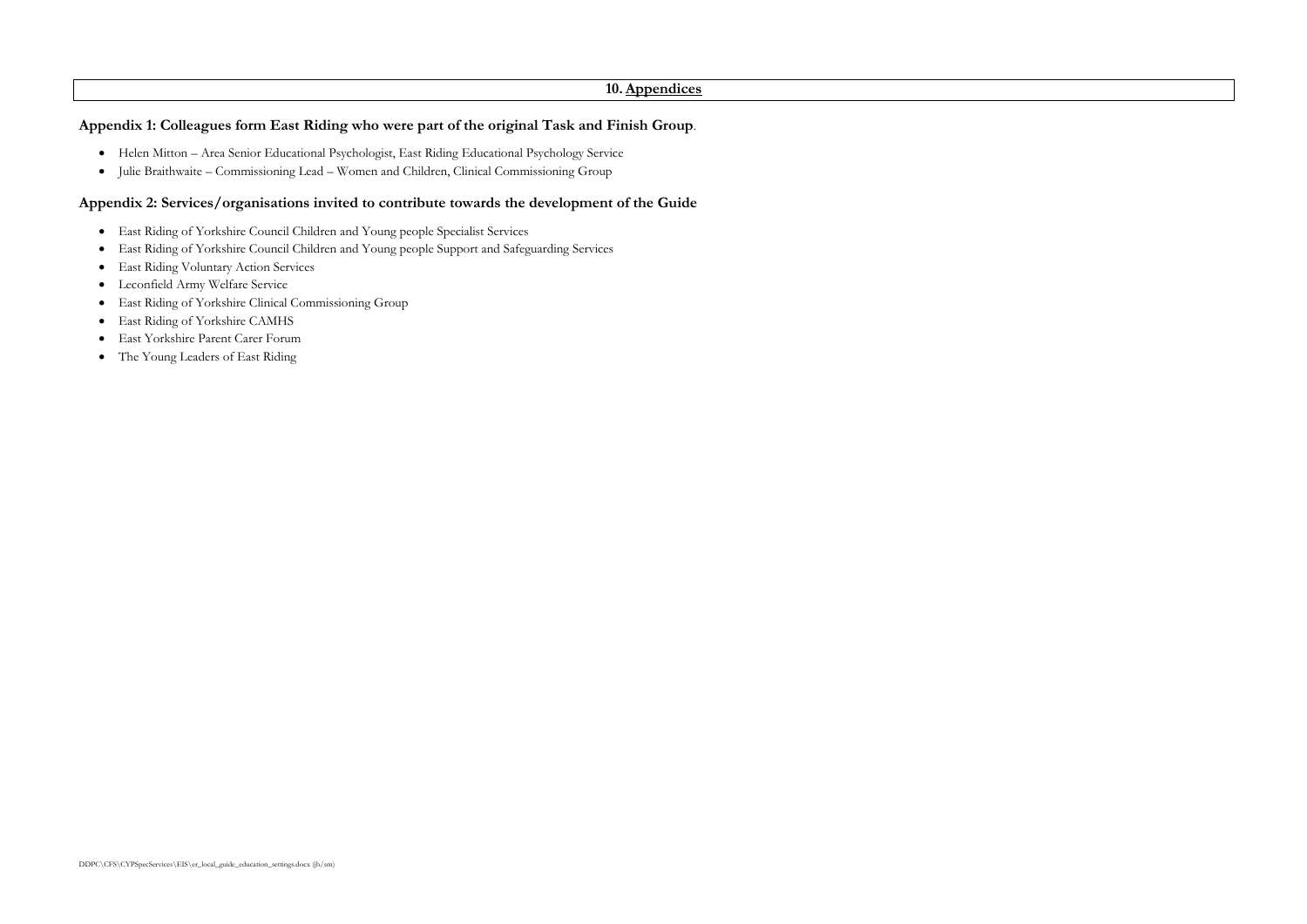## 10. Appendices

### Appendix 1: Colleagues form East Riding who were part of the original Task and Finish Group.

- Helen Mitton – Area Senior Educational Psychologist, East Riding Educational Psychology Service
- Julie Braithwaite – Commissioning Lead – Women and Children, Clinical Commissioning Group

### Appendix 2: Services/organisations invited to contribute towards the development of the Guide

- East Riding of Yorkshire Council Children and Young people Specialist Services
- East Riding of Yorkshire Council Children and Young people Support and Safeguarding Services
- East Riding Voluntary Action Services
- Leconfield Army Welfare Service
- East Riding of Yorkshire Clinical Commissioning Group
- East Riding of Yorkshire CAMHS
- East Yorkshire Parent Carer Forum
- The Young Leaders of East Riding